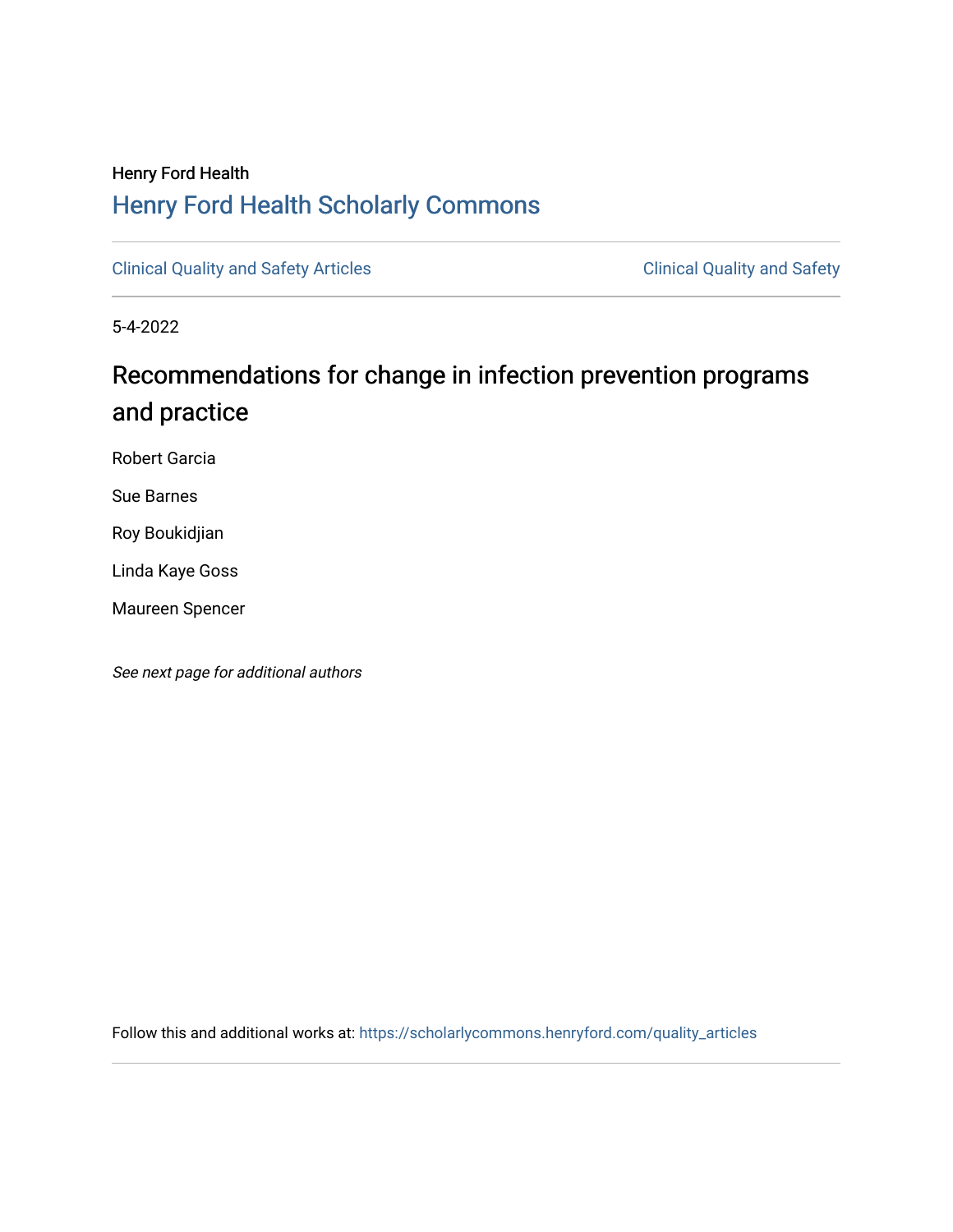Henry Ford Health

# Henry Ford Health Scholarly Commons

Clinical Quality and Safety Articles | Clinical Quality and Safety

5-4-2022

## Recommendations for change in infection prevention programs and practice

Robert Garcia

Sue Barnes

Roy Boukidjian

Linda Kaye Goss

Maureen Spencer

*See next page for additional authors*

Follow this and additional works at: https://scholarlycommons.henryford.com/quality_articles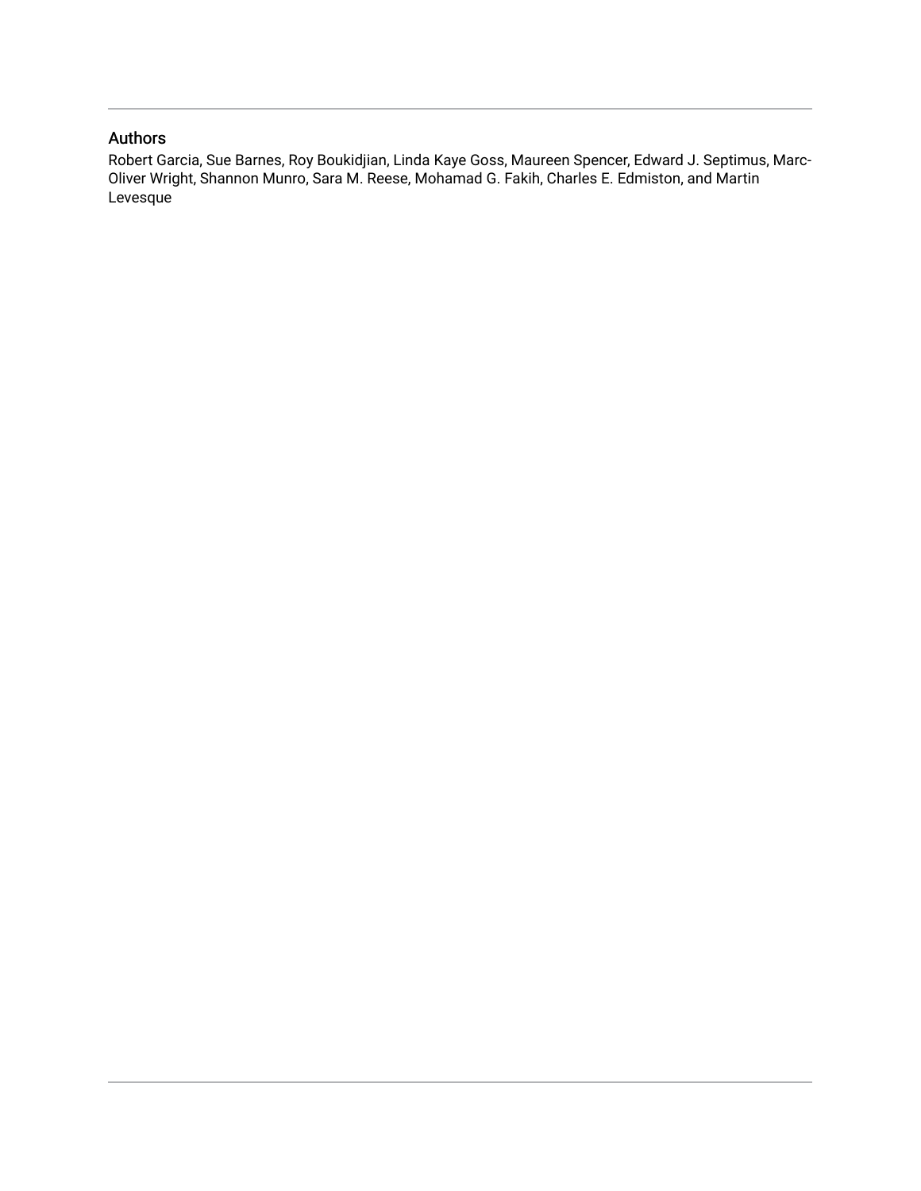## Authors

Robert Garcia, Sue Barnes, Roy Boukidjian, Linda Kaye Goss, Maureen Spencer, Edward J. Septimus, Marc-Oliver Wright, Shannon Munro, Sara M. Reese, Mohamad G. Fakih, Charles E. Edmiston, and Martin Levesque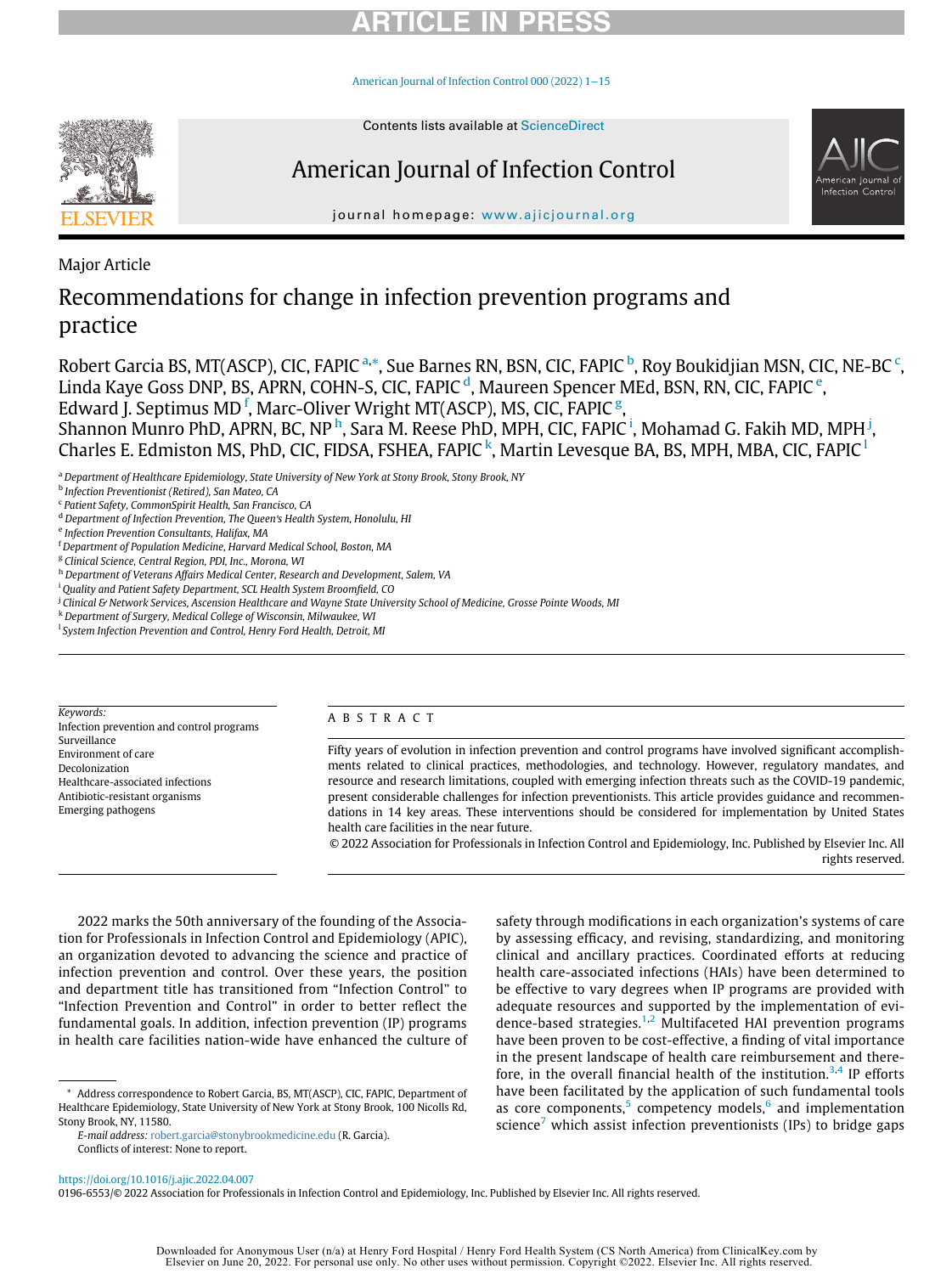Major Article

# Recommendations for change in infection prevention programs and practice

Robert Garcia BS, MT(ASCP), CIC, FAPIC [a,*], Sue Barnes RN, BSN, CIC, FAPIC [b], Roy Boukidjian MSN, CIC, NE-BC [c], Linda Kaye Goss DNP, BS, APRN, COHN-S, CIC, FAPIC [d], Maureen Spencer MEd, BSN, RN, CIC, FAPIC [e], Edward J. Septimus MD [f], Marc-Oliver Wright MT(ASCP), MS, CIC, FAPIC [g], Shannon Munro PhD, APRN, BC, NP [h], Sara M. Reese PhD, MPH, CIC, FAPIC [i], Mohamad G. Fakih MD, MPH [j], Charles E. Edmiston MS, PhD, CIC, FIDSA, FSHEA, FAPIC [k], Martin Levesque BA, BS, MPH, MBA, CIC, FAPIC [l]

[a] Department of Healthcare Epidemiology, State University of New York at Stony Brook, Stony Brook, NY
[b] Infection Preventionist (Retired), San Mateo, CA
[c] Patient Safety, CommonSpirit Health, San Francisco, CA
[d] Department of Infection Prevention, The Queen's Health System, Honolulu, HI
[e] Infection Prevention Consultants, Halifax, MA
[f] Department of Population Medicine, Harvard Medical School, Boston, MA
[g] Clinical Science, Central Region, PDI, Inc., Morona, WI
[h] Department of Veterans Affairs Medical Center, Research and Development, Salem, VA
[i] Quality and Patient Safety Department, SCL Health System Broomfield, CO
[j] Clinical & Network Services, Ascension Healthcare and Wayne State University School of Medicine, Grosse Pointe Woods, MI
[k] Department of Surgery, Medical College of Wisconsin, Milwaukee, WI
[l] System Infection Prevention and Control, Henry Ford Health, Detroit, MI

*Keywords:*
Infection prevention and control programs
Surveillance
Environment of care
Decolonization
Healthcare-associated infections
Antibiotic-resistant organisms
Emerging pathogens

## ABSTRACT

Fifty years of evolution in infection prevention and control programs have involved significant accomplishments related to clinical practices, methodologies, and technology. However, regulatory mandates, and resource and research limitations, coupled with emerging infection threats such as the COVID-19 pandemic, present considerable challenges for infection preventionists. This article provides guidance and recommendations in 14 key areas. These interventions should be considered for implementation by United States health care facilities in the near future.

© 2022 Association for Professionals in Infection Control and Epidemiology, Inc. Published by Elsevier Inc. All rights reserved.

2022 marks the 50th anniversary of the founding of the Association for Professionals in Infection Control and Epidemiology (APIC), an organization devoted to advancing the science and practice of infection prevention and control. Over these years, the position and department title has transitioned from "Infection Control" to "Infection Prevention and Control" in order to better reflect the fundamental goals. In addition, infection prevention (IP) programs in health care facilities nation-wide have enhanced the culture of safety through modifications in each organization's systems of care by assessing efficacy, and revising, standardizing, and monitoring clinical and ancillary practices. Coordinated efforts at reducing health care-associated infections (HAIs) have been determined to be effective to vary degrees when IP programs are provided with adequate resources and supported by the implementation of evidence-based strategies.[1,2] Multifaceted HAI prevention programs have been proven to be cost-effective, a finding of vital importance in the present landscape of health care reimbursement and therefore, in the overall financial health of the institution.[3,4] IP efforts have been facilitated by the application of such fundamental tools as core components,[5] competency models,[6] and implementation science[7] which assist infection preventionists (IPs) to bridge gaps

\* Address correspondence to Robert Garcia, BS, MT(ASCP), CIC, FAPIC, Department of Healthcare Epidemiology, State University of New York at Stony Brook, 100 Nicolls Rd, Stony Brook, NY, 11580.
*E-mail address:* robert.garcia@stonybrookmedicine.edu (R. Garcia).
Conflicts of interest: None to report.

https://doi.org/10.1016/j.ajic.2022.04.007
0196-6553/© 2022 Association for Professionals in Infection Control and Epidemiology, Inc. Published by Elsevier Inc. All rights reserved.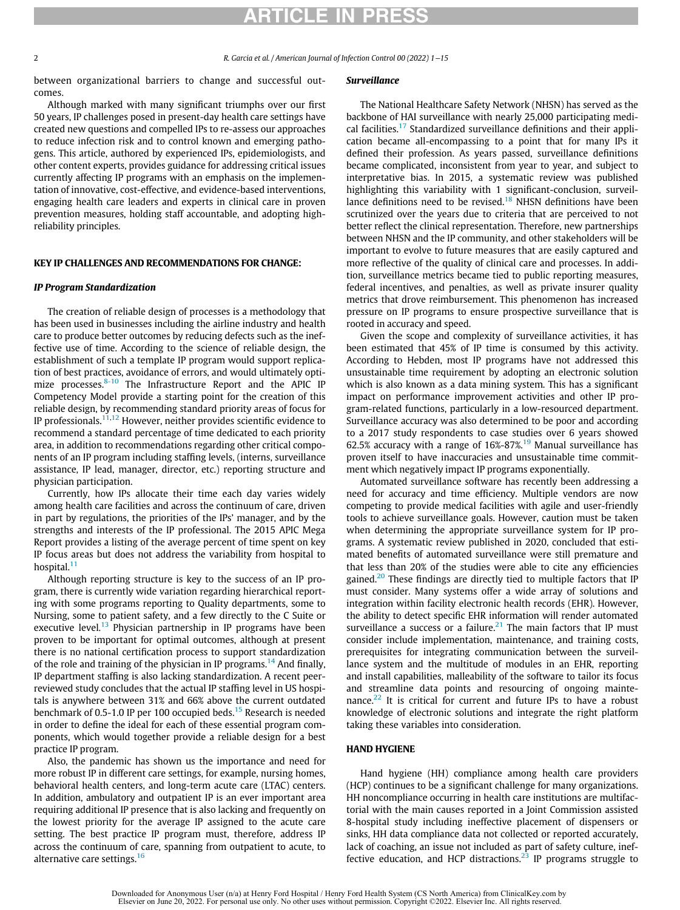between organizational barriers to change and successful outcomes.

Although marked with many significant triumphs over our first 50 years, IP challenges posed in present-day health care settings have created new questions and compelled IPs to re-assess our approaches to reduce infection risk and to control known and emerging pathogens. This article, authored by experienced IPs, epidemiologists, and other content experts, provides guidance for addressing critical issues currently affecting IP programs with an emphasis on the implementation of innovative, cost-effective, and evidence-based interventions, engaging health care leaders and experts in clinical care in proven prevention measures, holding staff accountable, and adopting high-reliability principles.

## KEY IP CHALLENGES AND RECOMMENDATIONS FOR CHANGE:

### *IP Program Standardization*

The creation of reliable design of processes is a methodology that has been used in businesses including the airline industry and health care to produce better outcomes by reducing defects such as the ineffective use of time. According to the science of reliable design, the establishment of such a template IP program would support replication of best practices, avoidance of errors, and would ultimately optimize processes.[8-10] The Infrastructure Report and the APIC IP Competency Model provide a starting point for the creation of this reliable design, by recommending standard priority areas of focus for IP professionals.[11,12] However, neither provides scientific evidence to recommend a standard percentage of time dedicated to each priority area, in addition to recommendations regarding other critical components of an IP program including staffing levels, (interns, surveillance assistance, IP lead, manager, director, etc.) reporting structure and physician participation.

Currently, how IPs allocate their time each day varies widely among health care facilities and across the continuum of care, driven in part by regulations, the priorities of the IPs' manager, and by the strengths and interests of the IP professional. The 2015 APIC Mega Report provides a listing of the average percent of time spent on key IP focus areas but does not address the variability from hospital to hospital.[11]

Although reporting structure is key to the success of an IP program, there is currently wide variation regarding hierarchical reporting with some programs reporting to Quality departments, some to Nursing, some to patient safety, and a few directly to the C Suite or executive level.[13] Physician partnership in IP programs have been proven to be important for optimal outcomes, although at present there is no national certification process to support standardization of the role and training of the physician in IP programs.[14] And finally, IP department staffing is also lacking standardization. A recent peer-reviewed study concludes that the actual IP staffing level in US hospitals is anywhere between 31% and 66% above the current outdated benchmark of 0.5-1.0 IP per 100 occupied beds.[15] Research is needed in order to define the ideal for each of these essential program components, which would together provide a reliable design for a best practice IP program.

Also, the pandemic has shown us the importance and need for more robust IP in different care settings, for example, nursing homes, behavioral health centers, and long-term acute care (LTAC) centers. In addition, ambulatory and outpatient IP is an ever important area requiring additional IP presence that is also lacking and frequently on the lowest priority for the average IP assigned to the acute care setting. The best practice IP program must, therefore, address IP across the continuum of care, spanning from outpatient to acute, to alternative care settings.[16]

### *Surveillance*

The National Healthcare Safety Network (NHSN) has served as the backbone of HAI surveillance with nearly 25,000 participating medical facilities.[17] Standardized surveillance definitions and their application became all-encompassing to a point that for many IPs it defined their profession. As years passed, surveillance definitions became complicated, inconsistent from year to year, and subject to interpretative bias. In 2015, a systematic review was published highlighting this variability with 1 significant-conclusion, surveillance definitions need to be revised.[18] NHSN definitions have been scrutinized over the years due to criteria that are perceived to not better reflect the clinical representation. Therefore, new partnerships between NHSN and the IP community, and other stakeholders will be important to evolve to future measures that are easily captured and more reflective of the quality of clinical care and processes. In addition, surveillance metrics became tied to public reporting measures, federal incentives, and penalties, as well as private insurer quality metrics that drove reimbursement. This phenomenon has increased pressure on IP programs to ensure prospective surveillance that is rooted in accuracy and speed.

Given the scope and complexity of surveillance activities, it has been estimated that 45% of IP time is consumed by this activity. According to Hebden, most IP programs have not addressed this unsustainable time requirement by adopting an electronic solution which is also known as a data mining system. This has a significant impact on performance improvement activities and other IP program-related functions, particularly in a low-resourced department. Surveillance accuracy was also determined to be poor and according to a 2017 study respondents to case studies over 6 years showed 62.5% accuracy with a range of 16%-87%.[19] Manual surveillance has proven itself to have inaccuracies and unsustainable time commitment which negatively impact IP programs exponentially.

Automated surveillance software has recently been addressing a need for accuracy and time efficiency. Multiple vendors are now competing to provide medical facilities with agile and user-friendly tools to achieve surveillance goals. However, caution must be taken when determining the appropriate surveillance system for IP programs. A systematic review published in 2020, concluded that estimated benefits of automated surveillance were still premature and that less than 20% of the studies were able to cite any efficiencies gained.[20] These findings are directly tied to multiple factors that IP must consider. Many systems offer a wide array of solutions and integration within facility electronic health records (EHR). However, the ability to detect specific EHR information will render automated surveillance a success or a failure.[21] The main factors that IP must consider include implementation, maintenance, and training costs, prerequisites for integrating communication between the surveillance system and the multitude of modules in an EHR, reporting and install capabilities, malleability of the software to tailor its focus and streamline data points and resourcing of ongoing maintenance.[22] It is critical for current and future IPs to have a robust knowledge of electronic solutions and integrate the right platform taking these variables into consideration.

## HAND HYGIENE

Hand hygiene (HH) compliance among health care providers (HCP) continues to be a significant challenge for many organizations. HH noncompliance occurring in health care institutions are multifactorial with the main causes reported in a Joint Commission assisted 8-hospital study including ineffective placement of dispensers or sinks, HH data compliance data not collected or reported accurately, lack of coaching, an issue not included as part of safety culture, ineffective education, and HCP distractions.[23] IP programs struggle to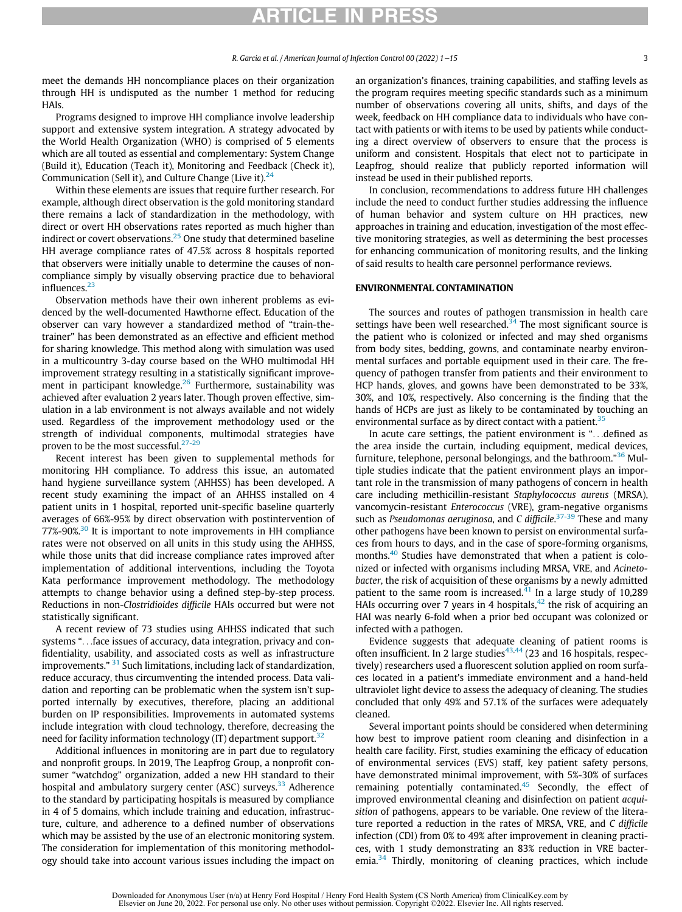meet the demands HH noncompliance places on their organization through HH is undisputed as the number 1 method for reducing HAIs.

Programs designed to improve HH compliance involve leadership support and extensive system integration. A strategy advocated by the World Health Organization (WHO) is comprised of 5 elements which are all touted as essential and complementary: System Change (Build it), Education (Teach it), Monitoring and Feedback (Check it), Communication (Sell it), and Culture Change (Live it).[24]

Within these elements are issues that require further research. For example, although direct observation is the gold monitoring standard there remains a lack of standardization in the methodology, with direct or overt HH observations rates reported as much higher than indirect or covert observations.[25] One study that determined baseline HH average compliance rates of 47.5% across 8 hospitals reported that observers were initially unable to determine the causes of noncompliance simply by visually observing practice due to behavioral influences.[23]

Observation methods have their own inherent problems as evidenced by the well-documented Hawthorne effect. Education of the observer can vary however a standardized method of "train-the-trainer" has been demonstrated as an effective and efficient method for sharing knowledge. This method along with simulation was used in a multicountry 3-day course based on the WHO multimodal HH improvement strategy resulting in a statistically significant improvement in participant knowledge.[26] Furthermore, sustainability was achieved after evaluation 2 years later. Though proven effective, simulation in a lab environment is not always available and not widely used. Regardless of the improvement methodology used or the strength of individual components, multimodal strategies have proven to be the most successful.[27-29]

Recent interest has been given to supplemental methods for monitoring HH compliance. To address this issue, an automated hand hygiene surveillance system (AHHSS) has been developed. A recent study examining the impact of an AHHSS installed on 4 patient units in 1 hospital, reported unit-specific baseline quarterly averages of 66%-95% by direct observation with postintervention of 77%-90%.[30] It is important to note improvements in HH compliance rates were not observed on all units in this study using the AHHSS, while those units that did increase compliance rates improved after implementation of additional interventions, including the Toyota Kata performance improvement methodology. The methodology attempts to change behavior using a defined step-by-step process. Reductions in non-*Clostridioides difficile* HAIs occurred but were not statistically significant.

A recent review of 73 studies using AHHSS indicated that such systems "...face issues of accuracy, data integration, privacy and confidentiality, usability, and associated costs as well as infrastructure improvements." [31] Such limitations, including lack of standardization, reduce accuracy, thus circumventing the intended process. Data validation and reporting can be problematic when the system isn't supported internally by executives, therefore, placing an additional burden on IP responsibilities. Improvements in automated systems include integration with cloud technology, therefore, decreasing the need for facility information technology (IT) department support.[32]

Additional influences in monitoring are in part due to regulatory and nonprofit groups. In 2019, The Leapfrog Group, a nonprofit consumer "watchdog" organization, added a new HH standard to their hospital and ambulatory surgery center (ASC) surveys.[33] Adherence to the standard by participating hospitals is measured by compliance in 4 of 5 domains, which include training and education, infrastructure, culture, and adherence to a defined number of observations which may be assisted by the use of an electronic monitoring system. The consideration for implementation of this monitoring methodology should take into account various issues including the impact on an organization's finances, training capabilities, and staffing levels as the program requires meeting specific standards such as a minimum number of observations covering all units, shifts, and days of the week, feedback on HH compliance data to individuals who have contact with patients or with items to be used by patients while conducting a direct overview of observers to ensure that the process is uniform and consistent. Hospitals that elect not to participate in Leapfrog, should realize that publicly reported information will instead be used in their published reports.

In conclusion, recommendations to address future HH challenges include the need to conduct further studies addressing the influence of human behavior and system culture on HH practices, new approaches in training and education, investigation of the most effective monitoring strategies, as well as determining the best processes for enhancing communication of monitoring results, and the linking of said results to health care personnel performance reviews.

## ENVIRONMENTAL CONTAMINATION

The sources and routes of pathogen transmission in health care settings have been well researched.[34] The most significant source is the patient who is colonized or infected and may shed organisms from body sites, bedding, gowns, and contaminate nearby environmental surfaces and portable equipment used in their care. The frequency of pathogen transfer from patients and their environment to HCP hands, gloves, and gowns have been demonstrated to be 33%, 30%, and 10%, respectively. Also concerning is the finding that the hands of HCPs are just as likely to be contaminated by touching an environmental surface as by direct contact with a patient.[35]

In acute care settings, the patient environment is "...defined as the area inside the curtain, including equipment, medical devices, furniture, telephone, personal belongings, and the bathroom."[36] Multiple studies indicate that the patient environment plays an important role in the transmission of many pathogens of concern in health care including methicillin-resistant *Staphylococcus aureus* (MRSA), vancomycin-resistant *Enterococcus* (VRE), gram-negative organisms such as *Pseudomonas aeruginosa*, and *C difficile*.[37-39] These and many other pathogens have been known to persist on environmental surfaces from hours to days, and in the case of spore-forming organisms, months.[40] Studies have demonstrated that when a patient is colonized or infected with organisms including MRSA, VRE, and *Acinetobacter*, the risk of acquisition of these organisms by a newly admitted patient to the same room is increased.[41] In a large study of 10,289 HAIs occurring over 7 years in 4 hospitals,[42] the risk of acquiring an HAI was nearly 6-fold when a prior bed occupant was colonized or infected with a pathogen.

Evidence suggests that adequate cleaning of patient rooms is often insufficient. In 2 large studies[43,44] (23 and 16 hospitals, respectively) researchers used a fluorescent solution applied on room surfaces located in a patient's immediate environment and a hand-held ultraviolet light device to assess the adequacy of cleaning. The studies concluded that only 49% and 57.1% of the surfaces were adequately cleaned.

Several important points should be considered when determining how best to improve patient room cleaning and disinfection in a health care facility. First, studies examining the efficacy of education of environmental services (EVS) staff, key patient safety persons, have demonstrated minimal improvement, with 5%-30% of surfaces remaining potentially contaminated.[45] Secondly, the effect of improved environmental cleaning and disinfection on patient *acquisition* of pathogens, appears to be variable. One review of the literature reported a reduction in the rates of MRSA, VRE, and *C difficile* infection (CDI) from 0% to 49% after improvement in cleaning practices, with 1 study demonstrating an 83% reduction in VRE bacteremia.[34] Thirdly, monitoring of cleaning practices, which include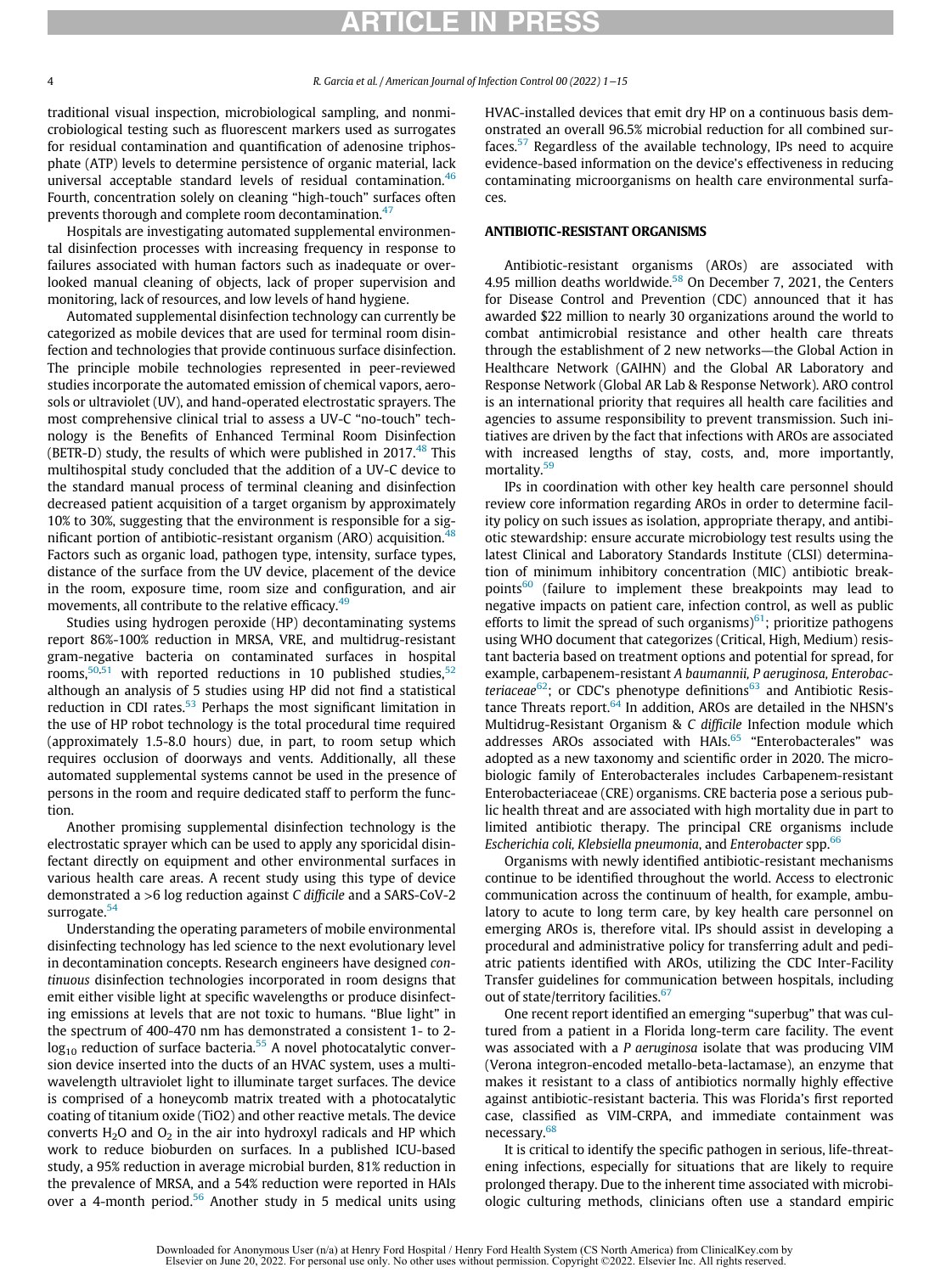traditional visual inspection, microbiological sampling, and nonmicrobiological testing such as fluorescent markers used as surrogates for residual contamination and quantification of adenosine triphosphate (ATP) levels to determine persistence of organic material, lack universal acceptable standard levels of residual contamination.[46] Fourth, concentration solely on cleaning "high-touch" surfaces often prevents thorough and complete room decontamination.[47]

Hospitals are investigating automated supplemental environmental disinfection processes with increasing frequency in response to failures associated with human factors such as inadequate or overlooked manual cleaning of objects, lack of proper supervision and monitoring, lack of resources, and low levels of hand hygiene.

Automated supplemental disinfection technology can currently be categorized as mobile devices that are used for terminal room disinfection and technologies that provide continuous surface disinfection. The principle mobile technologies represented in peer-reviewed studies incorporate the automated emission of chemical vapors, aerosols or ultraviolet (UV), and hand-operated electrostatic sprayers. The most comprehensive clinical trial to assess a UV-C "no-touch" technology is the Benefits of Enhanced Terminal Room Disinfection (BETR-D) study, the results of which were published in 2017.[48] This multihospital study concluded that the addition of a UV-C device to the standard manual process of terminal cleaning and disinfection decreased patient acquisition of a target organism by approximately 10% to 30%, suggesting that the environment is responsible for a significant portion of antibiotic-resistant organism (ARO) acquisition.[48] Factors such as organic load, pathogen type, intensity, surface types, distance of the surface from the UV device, placement of the device in the room, exposure time, room size and configuration, and air movements, all contribute to the relative efficacy.[49]

Studies using hydrogen peroxide (HP) decontaminating systems report 86%-100% reduction in MRSA, VRE, and multidrug-resistant gram-negative bacteria on contaminated surfaces in hospital rooms,[50,51] with reported reductions in 10 published studies,[52] although an analysis of 5 studies using HP did not find a statistical reduction in CDI rates.[53] Perhaps the most significant limitation in the use of HP robot technology is the total procedural time required (approximately 1.5-8.0 hours) due, in part, to room setup which requires occlusion of doorways and vents. Additionally, all these automated supplemental systems cannot be used in the presence of persons in the room and require dedicated staff to perform the function.

Another promising supplemental disinfection technology is the electrostatic sprayer which can be used to apply any sporicidal disinfectant directly on equipment and other environmental surfaces in various health care areas. A recent study using this type of device demonstrated a >6 log reduction against *C difficile* and a SARS-CoV-2 surrogate.[54]

Understanding the operating parameters of mobile environmental disinfecting technology has led science to the next evolutionary level in decontamination concepts. Research engineers have designed *continuous* disinfection technologies incorporated in room designs that emit either visible light at specific wavelengths or produce disinfecting emissions at levels that are not toxic to humans. "Blue light" in the spectrum of 400-470 nm has demonstrated a consistent 1- to 2-$\log_{10}$ reduction of surface bacteria.[55] A novel photocatalytic conversion device inserted into the ducts of an HVAC system, uses a multiwavelength ultraviolet light to illuminate target surfaces. The device is comprised of a honeycomb matrix treated with a photocatalytic coating of titanium oxide (TiO2) and other reactive metals. The device converts $H_2O$ and $O_2$ in the air into hydroxyl radicals and HP which work to reduce bioburden on surfaces. In a published ICU-based study, a 95% reduction in average microbial burden, 81% reduction in the prevalence of MRSA, and a 54% reduction were reported in HAIs over a 4-month period.[56] Another study in 5 medical units using HVAC-installed devices that emit dry HP on a continuous basis demonstrated an overall 96.5% microbial reduction for all combined surfaces.[57] Regardless of the available technology, IPs need to acquire evidence-based information on the device's effectiveness in reducing contaminating microorganisms on health care environmental surfaces.

## ANTIBIOTIC-RESISTANT ORGANISMS

Antibiotic-resistant organisms (AROs) are associated with 4.95 million deaths worldwide.[58] On December 7, 2021, the Centers for Disease Control and Prevention (CDC) announced that it has awarded $22 million to nearly 30 organizations around the world to combat antimicrobial resistance and other health care threats through the establishment of 2 new networks—the Global Action in Healthcare Network (GAIHN) and the Global AR Laboratory and Response Network (Global AR Lab & Response Network). ARO control is an international priority that requires all health care facilities and agencies to assume responsibility to prevent transmission. Such initiatives are driven by the fact that infections with AROs are associated with increased lengths of stay, costs, and, more importantly, mortality.[59]

IPs in coordination with other key health care personnel should review core information regarding AROs in order to determine facility policy on such issues as isolation, appropriate therapy, and antibiotic stewardship: ensure accurate microbiology test results using the latest Clinical and Laboratory Standards Institute (CLSI) determination of minimum inhibitory concentration (MIC) antibiotic breakpoints[60] (failure to implement these breakpoints may lead to negative impacts on patient care, infection control, as well as public efforts to limit the spread of such organisms)[61]; prioritize pathogens using WHO document that categorizes (Critical, High, Medium) resistant bacteria based on treatment options and potential for spread, for example, carbapenem-resistant *A baumannii, P aeruginosa, Enterobacteriaceae*[62]; or CDC's phenotype definitions[63] and Antibiotic Resistance Threats report.[64] In addition, AROs are detailed in the NHSN's Multidrug-Resistant Organism & *C difficile* Infection module which addresses AROs associated with HAIs.[65] "Enterobacterales" was adopted as a new taxonomy and scientific order in 2020. The microbiologic family of Enterobacterales includes Carbapenem-resistant Enterobacteriaceae (CRE) organisms. CRE bacteria pose a serious public health threat and are associated with high mortality due in part to limited antibiotic therapy. The principal CRE organisms include *Escherichia coli, Klebsiella pneumonia*, and *Enterobacter* spp.[66]

Organisms with newly identified antibiotic-resistant mechanisms continue to be identified throughout the world. Access to electronic communication across the continuum of health, for example, ambulatory to acute to long term care, by key health care personnel on emerging AROs is, therefore vital. IPs should assist in developing a procedural and administrative policy for transferring adult and pediatric patients identified with AROs, utilizing the CDC Inter-Facility Transfer guidelines for communication between hospitals, including out of state/territory facilities.[67]

One recent report identified an emerging "superbug" that was cultured from a patient in a Florida long-term care facility. The event was associated with a *P aeruginosa* isolate that was producing VIM (Verona integron-encoded metallo-beta-lactamase), an enzyme that makes it resistant to a class of antibiotics normally highly effective against antibiotic-resistant bacteria. This was Florida's first reported case, classified as VIM-CRPA, and immediate containment was necessary.[68]

It is critical to identify the specific pathogen in serious, life-threatening infections, especially for situations that are likely to require prolonged therapy. Due to the inherent time associated with microbiologic culturing methods, clinicians often use a standard empiric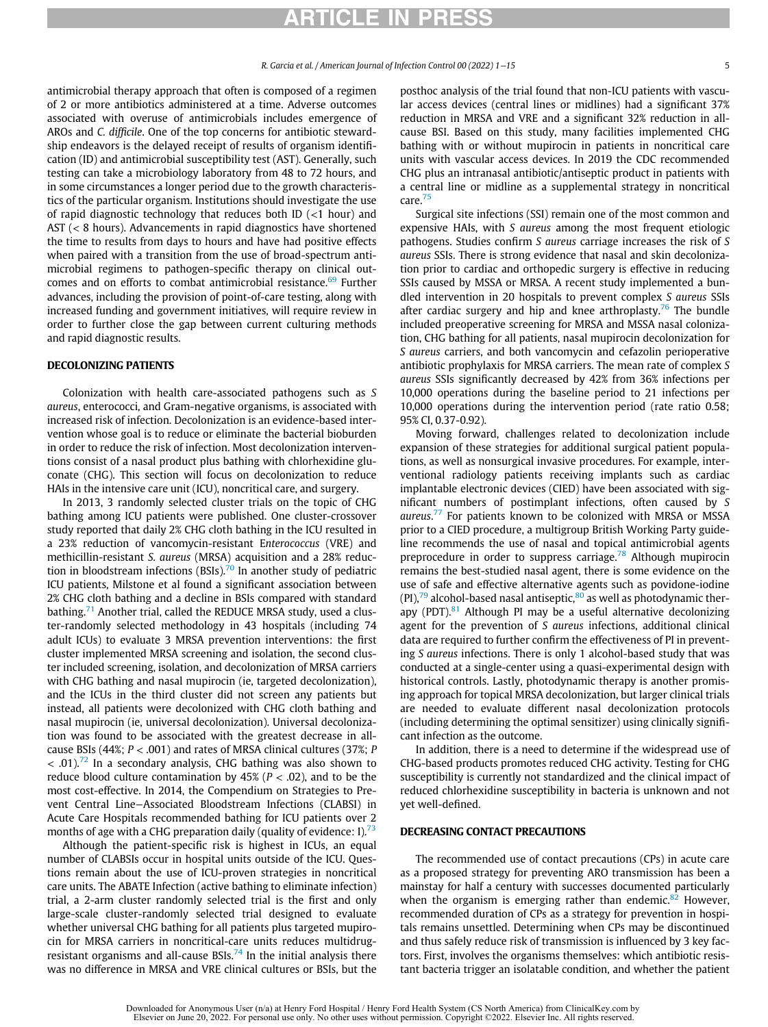antimicrobial therapy approach that often is composed of a regimen of 2 or more antibiotics administered at a time. Adverse outcomes associated with overuse of antimicrobials includes emergence of AROs and *C. difficile*. One of the top concerns for antibiotic stewardship endeavors is the delayed receipt of results of organism identification (ID) and antimicrobial susceptibility test (AST). Generally, such testing can take a microbiology laboratory from 48 to 72 hours, and in some circumstances a longer period due to the growth characteristics of the particular organism. Institutions should investigate the use of rapid diagnostic technology that reduces both ID (<1 hour) and AST (< 8 hours). Advancements in rapid diagnostics have shortened the time to results from days to hours and have had positive effects when paired with a transition from the use of broad-spectrum antimicrobial regimens to pathogen-specific therapy on clinical outcomes and on efforts to combat antimicrobial resistance.[69] Further advances, including the provision of point-of-care testing, along with increased funding and government initiatives, will require review in order to further close the gap between current culturing methods and rapid diagnostic results.

## DECOLONIZING PATIENTS

Colonization with health care-associated pathogens such as *S aureus*, enterococci, and Gram-negative organisms, is associated with increased risk of infection. Decolonization is an evidence-based intervention whose goal is to reduce or eliminate the bacterial bioburden in order to reduce the risk of infection. Most decolonization interventions consist of a nasal product plus bathing with chlorhexidine gluconate (CHG). This section will focus on decolonization to reduce HAIs in the intensive care unit (ICU), noncritical care, and surgery.

In 2013, 3 randomly selected cluster trials on the topic of CHG bathing among ICU patients were published. One cluster-crossover study reported that daily 2% CHG cloth bathing in the ICU resulted in a 23% reduction of vancomycin-resistant E*nterococcus* (VRE) and methicillin-resistant *S. aureus* (MRSA) acquisition and a 28% reduction in bloodstream infections (BSIs).[70] In another study of pediatric ICU patients, Milstone et al found a significant association between 2% CHG cloth bathing and a decline in BSIs compared with standard bathing.[71] Another trial, called the REDUCE MRSA study, used a cluster-randomly selected methodology in 43 hospitals (including 74 adult ICUs) to evaluate 3 MRSA prevention interventions: the first cluster implemented MRSA screening and isolation, the second cluster included screening, isolation, and decolonization of MRSA carriers with CHG bathing and nasal mupirocin (ie, targeted decolonization), and the ICUs in the third cluster did not screen any patients but instead, all patients were decolonized with CHG cloth bathing and nasal mupirocin (ie, universal decolonization). Universal decolonization was found to be associated with the greatest decrease in all-cause BSIs (44%; $P < .001$) and rates of MRSA clinical cultures (37%; $P < .01$).[72] In a secondary analysis, CHG bathing was also shown to reduce blood culture contamination by 45% ($P < .02$), and to be the most cost-effective. In 2014, the Compendium on Strategies to Prevent Central Line–Associated Bloodstream Infections (CLABSI) in Acute Care Hospitals recommended bathing for ICU patients over 2 months of age with a CHG preparation daily (quality of evidence: I).[73]

Although the patient-specific risk is highest in ICUs, an equal number of CLABSIs occur in hospital units outside of the ICU. Questions remain about the use of ICU-proven strategies in noncritical care units. The ABATE Infection (active bathing to eliminate infection) trial, a 2-arm cluster randomly selected trial is the first and only large-scale cluster-randomly selected trial designed to evaluate whether universal CHG bathing for all patients plus targeted mupirocin for MRSA carriers in noncritical-care units reduces multidrug-resistant organisms and all-cause BSIs.[74] In the initial analysis there was no difference in MRSA and VRE clinical cultures or BSIs, but the posthoc analysis of the trial found that non-ICU patients with vascular access devices (central lines or midlines) had a significant 37% reduction in MRSA and VRE and a significant 32% reduction in all-cause BSI. Based on this study, many facilities implemented CHG bathing with or without mupirocin in patients in noncritical care units with vascular access devices. In 2019 the CDC recommended CHG plus an intranasal antibiotic/antiseptic product in patients with a central line or midline as a supplemental strategy in noncritical care.[75]

Surgical site infections (SSI) remain one of the most common and expensive HAIs, with *S aureus* among the most frequent etiologic pathogens. Studies confirm *S aureus* carriage increases the risk of *S aureus* SSIs. There is strong evidence that nasal and skin decolonization prior to cardiac and orthopedic surgery is effective in reducing SSIs caused by MSSA or MRSA. A recent study implemented a bundled intervention in 20 hospitals to prevent complex *S aureus* SSIs after cardiac surgery and hip and knee arthroplasty.[76] The bundle included preoperative screening for MRSA and MSSA nasal colonization, CHG bathing for all patients, nasal mupirocin decolonization for *S aureus* carriers, and both vancomycin and cefazolin perioperative antibiotic prophylaxis for MRSA carriers. The mean rate of complex *S aureus* SSIs significantly decreased by 42% from 36% infections per 10,000 operations during the baseline period to 21 infections per 10,000 operations during the intervention period (rate ratio 0.58; 95% CI, 0.37-0.92).

Moving forward, challenges related to decolonization include expansion of these strategies for additional surgical patient populations, as well as nonsurgical invasive procedures. For example, interventional radiology patients receiving implants such as cardiac implantable electronic devices (CIED) have been associated with significant numbers of postimplant infections, often caused by *S aureus*.[77] For patients known to be colonized with MRSA or MSSA prior to a CIED procedure, a multigroup British Working Party guideline recommends the use of nasal and topical antimicrobial agents preprocedure in order to suppress carriage.[78] Although mupirocin remains the best-studied nasal agent, there is some evidence on the use of safe and effective alternative agents such as povidone-iodine (PI),[79] alcohol-based nasal antiseptic,[80] as well as photodynamic therapy (PDT).[81] Although PI may be a useful alternative decolonizing agent for the prevention of *S aureus* infections, additional clinical data are required to further confirm the effectiveness of PI in preventing *S aureus* infections. There is only 1 alcohol-based study that was conducted at a single-center using a quasi-experimental design with historical controls. Lastly, photodynamic therapy is another promising approach for topical MRSA decolonization, but larger clinical trials are needed to evaluate different nasal decolonization protocols (including determining the optimal sensitizer) using clinically significant infection as the outcome.

In addition, there is a need to determine if the widespread use of CHG-based products promotes reduced CHG activity. Testing for CHG susceptibility is currently not standardized and the clinical impact of reduced chlorhexidine susceptibility in bacteria is unknown and not yet well-defined.

## DECREASING CONTACT PRECAUTIONS

The recommended use of contact precautions (CPs) in acute care as a proposed strategy for preventing ARO transmission has been a mainstay for half a century with successes documented particularly when the organism is emerging rather than endemic.[82] However, recommended duration of CPs as a strategy for prevention in hospitals remains unsettled. Determining when CPs may be discontinued and thus safely reduce risk of transmission is influenced by 3 key factors. First, involves the organisms themselves: which antibiotic resistant bacteria trigger an isolatable condition, and whether the patient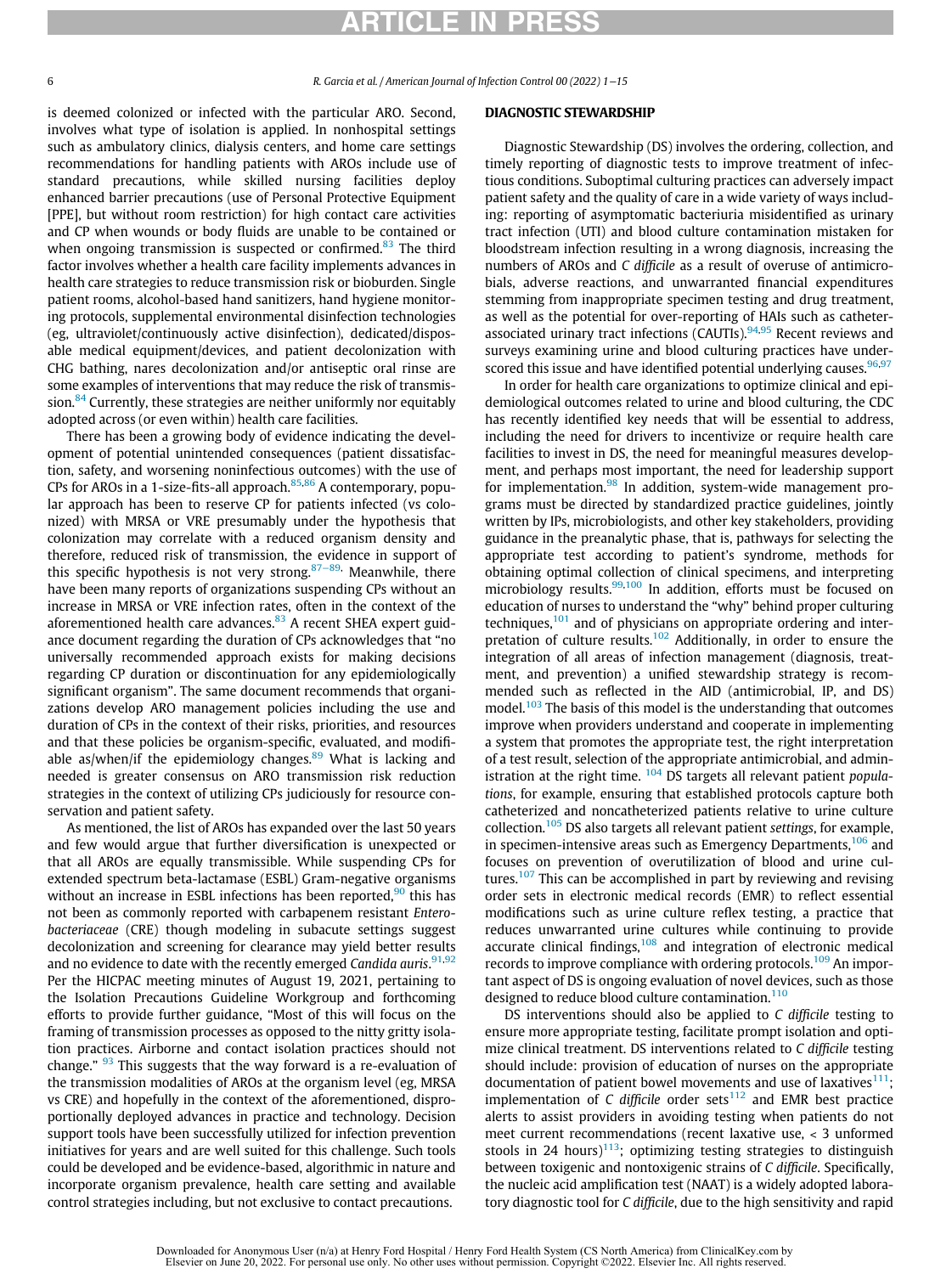is deemed colonized or infected with the particular ARO. Second, involves what type of isolation is applied. In nonhospital settings such as ambulatory clinics, dialysis centers, and home care settings recommendations for handling patients with AROs include use of standard precautions, while skilled nursing facilities deploy enhanced barrier precautions (use of Personal Protective Equipment [PPE], but without room restriction) for high contact care activities and CP when wounds or body fluids are unable to be contained or when ongoing transmission is suspected or confirmed.[83] The third factor involves whether a health care facility implements advances in health care strategies to reduce transmission risk or bioburden. Single patient rooms, alcohol-based hand sanitizers, hand hygiene monitoring protocols, supplemental environmental disinfection technologies (eg, ultraviolet/continuously active disinfection), dedicated/disposable medical equipment/devices, and patient decolonization with CHG bathing, nares decolonization and/or antiseptic oral rinse are some examples of interventions that may reduce the risk of transmission.[84] Currently, these strategies are neither uniformly nor equitably adopted across (or even within) health care facilities.

There has been a growing body of evidence indicating the development of potential unintended consequences (patient dissatisfaction, safety, and worsening noninfectious outcomes) with the use of CPs for AROs in a 1-size-fits-all approach.[85,86] A contemporary, popular approach has been to reserve CP for patients infected (vs colonized) with MRSA or VRE presumably under the hypothesis that colonization may correlate with a reduced organism density and therefore, reduced risk of transmission, the evidence in support of this specific hypothesis is not very strong.[87–89] Meanwhile, there have been many reports of organizations suspending CPs without an increase in MRSA or VRE infection rates, often in the context of the aforementioned health care advances.[83] A recent SHEA expert guidance document regarding the duration of CPs acknowledges that "no universally recommended approach exists for making decisions regarding CP duration or discontinuation for any epidemiologically significant organism". The same document recommends that organizations develop ARO management policies including the use and duration of CPs in the context of their risks, priorities, and resources and that these policies be organism-specific, evaluated, and modifiable as/when/if the epidemiology changes.[89] What is lacking and needed is greater consensus on ARO transmission risk reduction strategies in the context of utilizing CPs judiciously for resource conservation and patient safety.

As mentioned, the list of AROs has expanded over the last 50 years and few would argue that further diversification is unexpected or that all AROs are equally transmissible. While suspending CPs for extended spectrum beta-lactamase (ESBL) Gram-negative organisms without an increase in ESBL infections has been reported,[90] this has not been as commonly reported with carbapenem resistant *Enterobacteriaceae* (CRE) though modeling in subacute settings suggest decolonization and screening for clearance may yield better results and no evidence to date with the recently emerged *Candida auris*.[91,92] Per the HICPAC meeting minutes of August 19, 2021, pertaining to the Isolation Precautions Guideline Workgroup and forthcoming efforts to provide further guidance, "Most of this will focus on the framing of transmission processes as opposed to the nitty gritty isolation practices. Airborne and contact isolation practices should not change." [93] This suggests that the way forward is a re-evaluation of the transmission modalities of AROs at the organism level (eg, MRSA vs CRE) and hopefully in the context of the aforementioned, disproportionally deployed advances in practice and technology. Decision support tools have been successfully utilized for infection prevention initiatives for years and are well suited for this challenge. Such tools could be developed and be evidence-based, algorithmic in nature and incorporate organism prevalence, health care setting and available control strategies including, but not exclusive to contact precautions.

## DIAGNOSTIC STEWARDSHIP

Diagnostic Stewardship (DS) involves the ordering, collection, and timely reporting of diagnostic tests to improve treatment of infectious conditions. Suboptimal culturing practices can adversely impact patient safety and the quality of care in a wide variety of ways including: reporting of asymptomatic bacteriuria misidentified as urinary tract infection (UTI) and blood culture contamination mistaken for bloodstream infection resulting in a wrong diagnosis, increasing the numbers of AROs and *C difficile* as a result of overuse of antimicrobials, adverse reactions, and unwarranted financial expenditures stemming from inappropriate specimen testing and drug treatment, as well as the potential for over-reporting of HAIs such as catheter-associated urinary tract infections (CAUTIs).[94,95] Recent reviews and surveys examining urine and blood culturing practices have underscored this issue and have identified potential underlying causes.[96,97]

In order for health care organizations to optimize clinical and epidemiological outcomes related to urine and blood culturing, the CDC has recently identified key needs that will be essential to address, including the need for drivers to incentivize or require health care facilities to invest in DS, the need for meaningful measures development, and perhaps most important, the need for leadership support for implementation.[98] In addition, system-wide management programs must be directed by standardized practice guidelines, jointly written by IPs, microbiologists, and other key stakeholders, providing guidance in the preanalytic phase, that is, pathways for selecting the appropriate test according to patient's syndrome, methods for obtaining optimal collection of clinical specimens, and interpreting microbiology results.[99,100] In addition, efforts must be focused on education of nurses to understand the "why" behind proper culturing techniques,[101] and of physicians on appropriate ordering and interpretation of culture results.[102] Additionally, in order to ensure the integration of all areas of infection management (diagnosis, treatment, and prevention) a unified stewardship strategy is recommended such as reflected in the AID (antimicrobial, IP, and DS) model.[103] The basis of this model is the understanding that outcomes improve when providers understand and cooperate in implementing a system that promotes the appropriate test, the right interpretation of a test result, selection of the appropriate antimicrobial, and administration at the right time. [104] DS targets all relevant patient *populations*, for example, ensuring that established protocols capture both catheterized and noncatheterized patients relative to urine culture collection.[105] DS also targets all relevant patient *settings*, for example, in specimen-intensive areas such as Emergency Departments,[106] and focuses on prevention of overutilization of blood and urine cultures.[107] This can be accomplished in part by reviewing and revising order sets in electronic medical records (EMR) to reflect essential modifications such as urine culture reflex testing, a practice that reduces unwarranted urine cultures while continuing to provide accurate clinical findings,[108] and integration of electronic medical records to improve compliance with ordering protocols.[109] An important aspect of DS is ongoing evaluation of novel devices, such as those designed to reduce blood culture contamination.[110]

DS interventions should also be applied to *C difficile* testing to ensure more appropriate testing, facilitate prompt isolation and optimize clinical treatment. DS interventions related to *C difficile* testing should include: provision of education of nurses on the appropriate documentation of patient bowel movements and use of laxatives[111]; implementation of *C difficile* order sets[112] and EMR best practice alerts to assist providers in avoiding testing when patients do not meet current recommendations (recent laxative use, < 3 unformed stools in 24 hours)[113]; optimizing testing strategies to distinguish between toxigenic and nontoxigenic strains of *C difficile*. Specifically, the nucleic acid amplification test (NAAT) is a widely adopted laboratory diagnostic tool for *C difficile*, due to the high sensitivity and rapid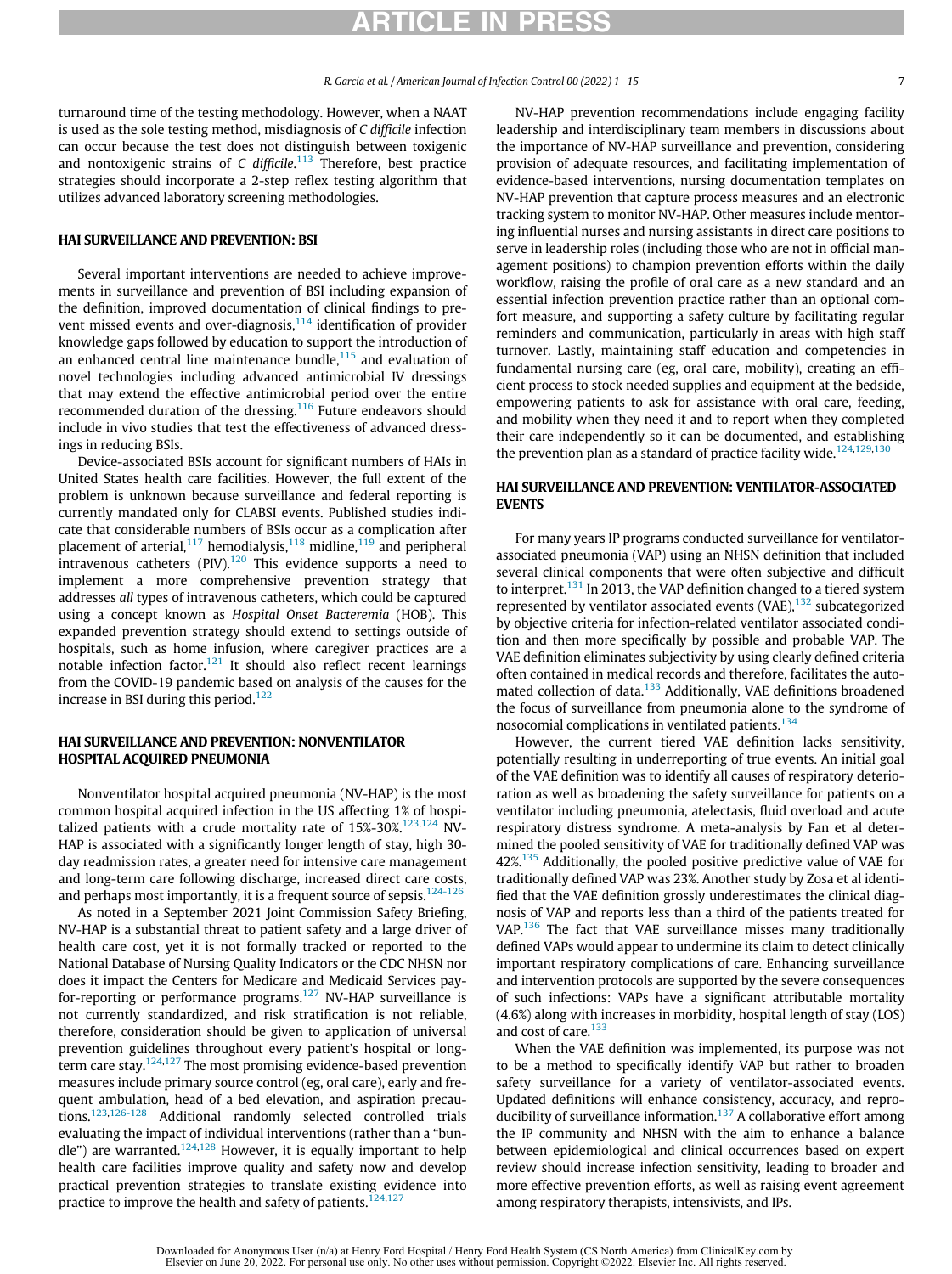turnaround time of the testing methodology. However, when a NAAT is used as the sole testing method, misdiagnosis of *C difficile* infection can occur because the test does not distinguish between toxigenic and nontoxigenic strains of *C difficile*.[113] Therefore, best practice strategies should incorporate a 2-step reflex testing algorithm that utilizes advanced laboratory screening methodologies.

## HAI SURVEILLANCE AND PREVENTION: BSI

Several important interventions are needed to achieve improvements in surveillance and prevention of BSI including expansion of the definition, improved documentation of clinical findings to prevent missed events and over-diagnosis,[114] identification of provider knowledge gaps followed by education to support the introduction of an enhanced central line maintenance bundle,[115] and evaluation of novel technologies including advanced antimicrobial IV dressings that may extend the effective antimicrobial period over the entire recommended duration of the dressing.[116] Future endeavors should include in vivo studies that test the effectiveness of advanced dressings in reducing BSIs.

Device-associated BSIs account for significant numbers of HAIs in United States health care facilities. However, the full extent of the problem is unknown because surveillance and federal reporting is currently mandated only for CLABSI events. Published studies indicate that considerable numbers of BSIs occur as a complication after placement of arterial,[117] hemodialysis,[118] midline,[119] and peripheral intravenous catheters (PIV).[120] This evidence supports a need to implement a more comprehensive prevention strategy that addresses *all* types of intravenous catheters, which could be captured using a concept known as *Hospital Onset Bacteremia* (HOB). This expanded prevention strategy should extend to settings outside of hospitals, such as home infusion, where caregiver practices are a notable infection factor.[121] It should also reflect recent learnings from the COVID-19 pandemic based on analysis of the causes for the increase in BSI during this period.[122]

## HAI SURVEILLANCE AND PREVENTION: NONVENTILATOR HOSPITAL ACQUIRED PNEUMONIA

Nonventilator hospital acquired pneumonia (NV-HAP) is the most common hospital acquired infection in the US affecting 1% of hospitalized patients with a crude mortality rate of 15%-30%.[123,124] NV-HAP is associated with a significantly longer length of stay, high 30-day readmission rates, a greater need for intensive care management and long-term care following discharge, increased direct care costs, and perhaps most importantly, it is a frequent source of sepsis.[124-126]

As noted in a September 2021 Joint Commission Safety Briefing, NV-HAP is a substantial threat to patient safety and a large driver of health care cost, yet it is not formally tracked or reported to the National Database of Nursing Quality Indicators or the CDC NHSN nor does it impact the Centers for Medicare and Medicaid Services pay-for-reporting or performance programs.[127] NV-HAP surveillance is not currently standardized, and risk stratification is not reliable, therefore, consideration should be given to application of universal prevention guidelines throughout every patient's hospital or long-term care stay.[124,127] The most promising evidence-based prevention measures include primary source control (eg, oral care), early and frequent ambulation, head of a bed elevation, and aspiration precautions.[123,126-128] Additional randomly selected controlled trials evaluating the impact of individual interventions (rather than a "bundle") are warranted.[124,128] However, it is equally important to help health care facilities improve quality and safety now and develop practical prevention strategies to translate existing evidence into practice to improve the health and safety of patients.[124,127]

NV-HAP prevention recommendations include engaging facility leadership and interdisciplinary team members in discussions about the importance of NV-HAP surveillance and prevention, considering provision of adequate resources, and facilitating implementation of evidence-based interventions, nursing documentation templates on NV-HAP prevention that capture process measures and an electronic tracking system to monitor NV-HAP. Other measures include mentoring influential nurses and nursing assistants in direct care positions to serve in leadership roles (including those who are not in official management positions) to champion prevention efforts within the daily workflow, raising the profile of oral care as a new standard and an essential infection prevention practice rather than an optional comfort measure, and supporting a safety culture by facilitating regular reminders and communication, particularly in areas with high staff turnover. Lastly, maintaining staff education and competencies in fundamental nursing care (eg, oral care, mobility), creating an efficient process to stock needed supplies and equipment at the bedside, empowering patients to ask for assistance with oral care, feeding, and mobility when they need it and to report when they completed their care independently so it can be documented, and establishing the prevention plan as a standard of practice facility wide.[124,129,130]

## HAI SURVEILLANCE AND PREVENTION: VENTILATOR-ASSOCIATED EVENTS

For many years IP programs conducted surveillance for ventilator-associated pneumonia (VAP) using an NHSN definition that included several clinical components that were often subjective and difficult to interpret.[131] In 2013, the VAP definition changed to a tiered system represented by ventilator associated events (VAE),[132] subcategorized by objective criteria for infection-related ventilator associated condition and then more specifically by possible and probable VAP. The VAE definition eliminates subjectivity by using clearly defined criteria often contained in medical records and therefore, facilitates the automated collection of data.[133] Additionally, VAE definitions broadened the focus of surveillance from pneumonia alone to the syndrome of nosocomial complications in ventilated patients.[134]

However, the current tiered VAE definition lacks sensitivity, potentially resulting in underreporting of true events. An initial goal of the VAE definition was to identify all causes of respiratory deterioration as well as broadening the safety surveillance for patients on a ventilator including pneumonia, atelectasis, fluid overload and acute respiratory distress syndrome. A meta-analysis by Fan et al determined the pooled sensitivity of VAE for traditionally defined VAP was 42%.[135] Additionally, the pooled positive predictive value of VAE for traditionally defined VAP was 23%. Another study by Zosa et al identified that the VAE definition grossly underestimates the clinical diagnosis of VAP and reports less than a third of the patients treated for VAP.[136] The fact that VAE surveillance misses many traditionally defined VAPs would appear to undermine its claim to detect clinically important respiratory complications of care. Enhancing surveillance and intervention protocols are supported by the severe consequences of such infections: VAPs have a significant attributable mortality (4.6%) along with increases in morbidity, hospital length of stay (LOS) and cost of care.[133]

When the VAE definition was implemented, its purpose was not to be a method to specifically identify VAP but rather to broaden safety surveillance for a variety of ventilator-associated events. Updated definitions will enhance consistency, accuracy, and reproducibility of surveillance information.[137] A collaborative effort among the IP community and NHSN with the aim to enhance a balance between epidemiological and clinical occurrences based on expert review should increase infection sensitivity, leading to broader and more effective prevention efforts, as well as raising event agreement among respiratory therapists, intensivists, and IPs.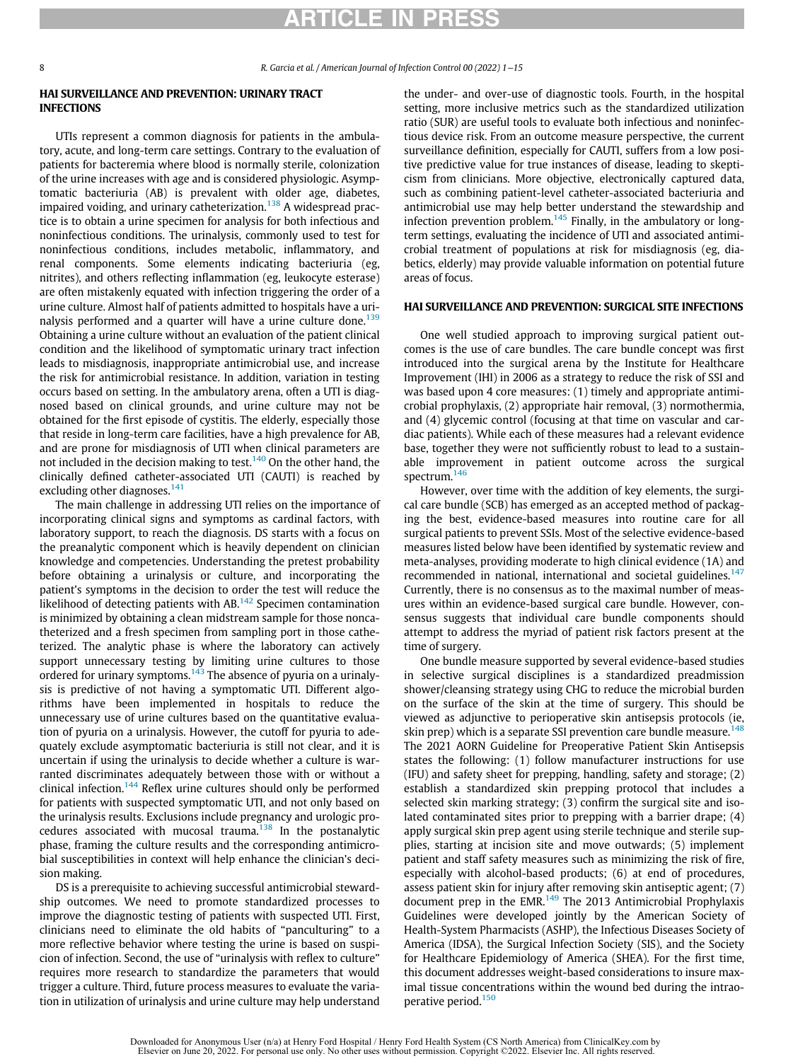## HAI SURVEILLANCE AND PREVENTION: URINARY TRACT INFECTIONS

UTIs represent a common diagnosis for patients in the ambulatory, acute, and long-term care settings. Contrary to the evaluation of patients for bacteremia where blood is normally sterile, colonization of the urine increases with age and is considered physiologic. Asymptomatic bacteriuria (AB) is prevalent with older age, diabetes, impaired voiding, and urinary catheterization.[138] A widespread practice is to obtain a urine specimen for analysis for both infectious and noninfectious conditions. The urinalysis, commonly used to test for noninfectious conditions, includes metabolic, inflammatory, and renal components. Some elements indicating bacteriuria (eg, nitrites), and others reflecting inflammation (eg, leukocyte esterase) are often mistakenly equated with infection triggering the order of a urine culture. Almost half of patients admitted to hospitals have a urinalysis performed and a quarter will have a urine culture done.[139] Obtaining a urine culture without an evaluation of the patient clinical condition and the likelihood of symptomatic urinary tract infection leads to misdiagnosis, inappropriate antimicrobial use, and increase the risk for antimicrobial resistance. In addition, variation in testing occurs based on setting. In the ambulatory arena, often a UTI is diagnosed based on clinical grounds, and urine culture may not be obtained for the first episode of cystitis. The elderly, especially those that reside in long-term care facilities, have a high prevalence for AB, and are prone for misdiagnosis of UTI when clinical parameters are not included in the decision making to test.[140] On the other hand, the clinically defined catheter-associated UTI (CAUTI) is reached by excluding other diagnoses.[141]

The main challenge in addressing UTI relies on the importance of incorporating clinical signs and symptoms as cardinal factors, with laboratory support, to reach the diagnosis. DS starts with a focus on the preanalytic component which is heavily dependent on clinician knowledge and competencies. Understanding the pretest probability before obtaining a urinalysis or culture, and incorporating the patient's symptoms in the decision to order the test will reduce the likelihood of detecting patients with AB.[142] Specimen contamination is minimized by obtaining a clean midstream sample for those noncatheterized and a fresh specimen from sampling port in those catheterized. The analytic phase is where the laboratory can actively support unnecessary testing by limiting urine cultures to those ordered for urinary symptoms.[143] The absence of pyuria on a urinalysis is predictive of not having a symptomatic UTI. Different algorithms have been implemented in hospitals to reduce the unnecessary use of urine cultures based on the quantitative evaluation of pyuria on a urinalysis. However, the cutoff for pyuria to adequately exclude asymptomatic bacteriuria is still not clear, and it is uncertain if using the urinalysis to decide whether a culture is warranted discriminates adequately between those with or without a clinical infection.[144] Reflex urine cultures should only be performed for patients with suspected symptomatic UTI, and not only based on the urinalysis results. Exclusions include pregnancy and urologic procedures associated with mucosal trauma.[138] In the postanalytic phase, framing the culture results and the corresponding antimicrobial susceptibilities in context will help enhance the clinician's decision making.

DS is a prerequisite to achieving successful antimicrobial stewardship outcomes. We need to promote standardized processes to improve the diagnostic testing of patients with suspected UTI. First, clinicians need to eliminate the old habits of "panculturing" to a more reflective behavior where testing the urine is based on suspicion of infection. Second, the use of "urinalysis with reflex to culture" requires more research to standardize the parameters that would trigger a culture. Third, future process measures to evaluate the variation in utilization of urinalysis and urine culture may help understand the under- and over-use of diagnostic tools. Fourth, in the hospital setting, more inclusive metrics such as the standardized utilization ratio (SUR) are useful tools to evaluate both infectious and noninfectious device risk. From an outcome measure perspective, the current surveillance definition, especially for CAUTI, suffers from a low positive predictive value for true instances of disease, leading to skepticism from clinicians. More objective, electronically captured data, such as combining patient-level catheter-associated bacteriuria and antimicrobial use may help better understand the stewardship and infection prevention problem.[145] Finally, in the ambulatory or long-term settings, evaluating the incidence of UTI and associated antimicrobial treatment of populations at risk for misdiagnosis (eg, diabetics, elderly) may provide valuable information on potential future areas of focus.

## HAI SURVEILLANCE AND PREVENTION: SURGICAL SITE INFECTIONS

One well studied approach to improving surgical patient outcomes is the use of care bundles. The care bundle concept was first introduced into the surgical arena by the Institute for Healthcare Improvement (IHI) in 2006 as a strategy to reduce the risk of SSI and was based upon 4 core measures: (1) timely and appropriate antimicrobial prophylaxis, (2) appropriate hair removal, (3) normothermia, and (4) glycemic control (focusing at that time on vascular and cardiac patients). While each of these measures had a relevant evidence base, together they were not sufficiently robust to lead to a sustainable improvement in patient outcome across the surgical spectrum.[146]

However, over time with the addition of key elements, the surgical care bundle (SCB) has emerged as an accepted method of packaging the best, evidence-based measures into routine care for all surgical patients to prevent SSIs. Most of the selective evidence-based measures listed below have been identified by systematic review and meta-analyses, providing moderate to high clinical evidence (1A) and recommended in national, international and societal guidelines.[147] Currently, there is no consensus as to the maximal number of measures within an evidence-based surgical care bundle. However, consensus suggests that individual care bundle components should attempt to address the myriad of patient risk factors present at the time of surgery.

One bundle measure supported by several evidence-based studies in selective surgical disciplines is a standardized preadmission shower/cleansing strategy using CHG to reduce the microbial burden on the surface of the skin at the time of surgery. This should be viewed as adjunctive to perioperative skin antisepsis protocols (ie, skin prep) which is a separate SSI prevention care bundle measure.[148] The 2021 AORN Guideline for Preoperative Patient Skin Antisepsis states the following: (1) follow manufacturer instructions for use (IFU) and safety sheet for prepping, handling, safety and storage; (2) establish a standardized skin prepping protocol that includes a selected skin marking strategy; (3) confirm the surgical site and isolated contaminated sites prior to prepping with a barrier drape; (4) apply surgical skin prep agent using sterile technique and sterile supplies, starting at incision site and move outwards; (5) implement patient and staff safety measures such as minimizing the risk of fire, especially with alcohol-based products; (6) at end of procedures, assess patient skin for injury after removing skin antiseptic agent; (7) document prep in the EMR.[149] The 2013 Antimicrobial Prophylaxis Guidelines were developed jointly by the American Society of Health-System Pharmacists (ASHP), the Infectious Diseases Society of America (IDSA), the Surgical Infection Society (SIS), and the Society for Healthcare Epidemiology of America (SHEA). For the first time, this document addresses weight-based considerations to insure maximal tissue concentrations within the wound bed during the intraoperative period.[150]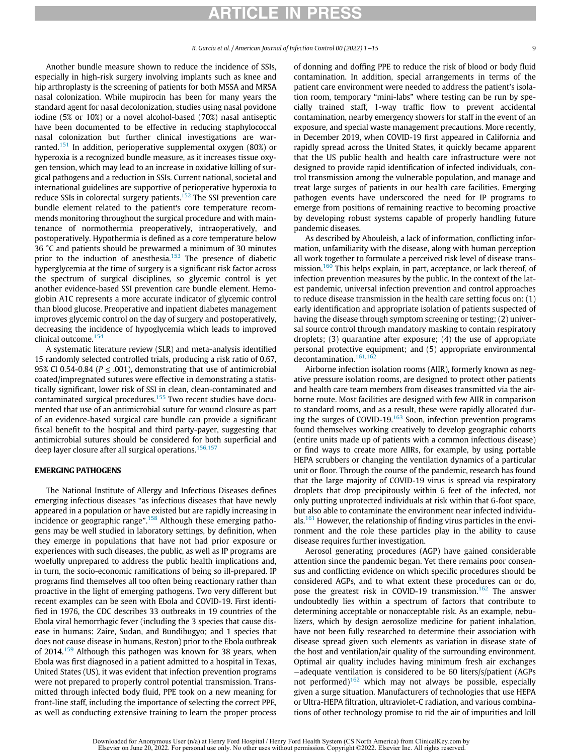Another bundle measure shown to reduce the incidence of SSIs, especially in high-risk surgery involving implants such as knee and hip arthroplasty is the screening of patients for both MSSA and MRSA nasal colonization. While mupirocin has been for many years the standard agent for nasal decolonization, studies using nasal povidone iodine (5% or 10%) or a novel alcohol-based (70%) nasal antiseptic have been documented to be effective in reducing staphylococcal nasal colonization but further clinical investigations are warranted.[151] In addition, perioperative supplemental oxygen (80%) or hyperoxia is a recognized bundle measure, as it increases tissue oxygen tension, which may lead to an increase in oxidative killing of surgical pathogens and a reduction in SSIs. Current national, societal and international guidelines are supportive of perioperative hyperoxia to reduce SSIs in colorectal surgery patients.[152] The SSI prevention care bundle element related to the patient's core temperature recommends monitoring throughout the surgical procedure and with maintenance of normothermia preoperatively, intraoperatively, and postoperatively. Hypothermia is defined as a core temperature below 36 °C and patients should be prewarmed a minimum of 30 minutes prior to the induction of anesthesia.[153] The presence of diabetic hyperglycemia at the time of surgery is a significant risk factor across the spectrum of surgical disciplines, so glycemic control is yet another evidence-based SSI prevention care bundle element. Hemoglobin A1C represents a more accurate indicator of glycemic control than blood glucose. Preoperative and inpatient diabetes management improves glycemic control on the day of surgery and postoperatively, decreasing the incidence of hypoglycemia which leads to improved clinical outcome.[154]

A systematic literature review (SLR) and meta-analysis identified 15 randomly selected controlled trials, producing a risk ratio of 0.67, 95% CI 0.54-0.84 ($P \leq .001$), demonstrating that use of antimicrobial coated/impregnated sutures were effective in demonstrating a statistically significant, lower risk of SSI in clean, clean-contaminated and contaminated surgical procedures.[155] Two recent studies have documented that use of an antimicrobial suture for wound closure as part of an evidence-based surgical care bundle can provide a significant fiscal benefit to the hospital and third party-payer, suggesting that antimicrobial sutures should be considered for both superficial and deep layer closure after all surgical operations.[156,157]

## EMERGING PATHOGENS

The National Institute of Allergy and Infectious Diseases defines emerging infectious diseases "as infectious diseases that have newly appeared in a population or have existed but are rapidly increasing in incidence or geographic range".[158] Although these emerging pathogens may be well studied in laboratory settings, by definition, when they emerge in populations that have not had prior exposure or experiences with such diseases, the public, as well as IP programs are woefully unprepared to address the public health implications and, in turn, the socio-economic ramifications of being so ill-prepared. IP programs find themselves all too often being reactionary rather than proactive in the light of emerging pathogens. Two very different but recent examples can be seen with Ebola and COVID-19. First identified in 1976, the CDC describes 33 outbreaks in 19 countries of the Ebola viral hemorrhagic fever (including the 3 species that cause disease in humans: Zaire, Sudan, and Bundibugyo; and 1 species that does not cause disease in humans, Reston) prior to the Ebola outbreak of 2014.[159] Although this pathogen was known for 38 years, when Ebola was first diagnosed in a patient admitted to a hospital in Texas, United States (US), it was evident that infection prevention programs were not prepared to properly control potential transmission. Transmitted through infected body fluid, PPE took on a new meaning for front-line staff, including the importance of selecting the correct PPE, as well as conducting extensive training to learn the proper process of donning and doffing PPE to reduce the risk of blood or body fluid contamination. In addition, special arrangements in terms of the patient care environment were needed to address the patient's isolation room, temporary "mini-labs" where testing can be run by specially trained staff, 1-way traffic flow to prevent accidental contamination, nearby emergency showers for staff in the event of an exposure, and special waste management precautions. More recently, in December 2019, when COVID-19 first appeared in California and rapidly spread across the United States, it quickly became apparent that the US public health and health care infrastructure were not designed to provide rapid identification of infected individuals, control transmission among the vulnerable population, and manage and treat large surges of patients in our health care facilities. Emerging pathogen events have underscored the need for IP programs to emerge from positions of remaining reactive to becoming proactive by developing robust systems capable of properly handling future pandemic diseases.

As described by Abouleish, a lack of information, conflicting information, unfamiliarity with the disease, along with human perception all work together to formulate a perceived risk level of disease transmission.[160] This helps explain, in part, acceptance, or lack thereof, of infection prevention measures by the public. In the context of the latest pandemic, universal infection prevention and control approaches to reduce disease transmission in the health care setting focus on: (1) early identification and appropriate isolation of patients suspected of having the disease through symptom screening or testing; (2) universal source control through mandatory masking to contain respiratory droplets; (3) quarantine after exposure; (4) the use of appropriate personal protective equipment; and (5) appropriate environmental decontamination.[161,162]

Airborne infection isolation rooms (AIIR), formerly known as negative pressure isolation rooms, are designed to protect other patients and health care team members from diseases transmitted via the airborne route. Most facilities are designed with few AIIR in comparison to standard rooms, and as a result, these were rapidly allocated during the surges of COVID-19.[163] Soon, infection prevention programs found themselves working creatively to develop geographic cohorts (entire units made up of patients with a common infectious disease) or find ways to create more AIIRs, for example, by using portable HEPA scrubbers or changing the ventilation dynamics of a particular unit or floor. Through the course of the pandemic, research has found that the large majority of COVID-19 virus is spread via respiratory droplets that drop precipitously within 6 feet of the infected, not only putting unprotected individuals at risk within that 6-foot space, but also able to contaminate the environment near infected individuals.[161] However, the relationship of finding virus particles in the environment and the role these particles play in the ability to cause disease requires further investigation.

Aerosol generating procedures (AGP) have gained considerable attention since the pandemic began. Yet there remains poor consensus and conflicting evidence on which specific procedures should be considered AGPs, and to what extent these procedures can or do, pose the greatest risk in COVID-19 transmission.[162] The answer undoubtedly lies within a spectrum of factors that contribute to determining acceptable or nonacceptable risk. As an example, nebulizers, which by design aerosolize medicine for patient inhalation, have not been fully researched to determine their association with disease spread given such elements as variation in disease state of the host and ventilation/air quality of the surrounding environment. Optimal air quality includes having minimum fresh air exchanges −adequate ventilation is considered to be 60 liters/s/patient (AGPs not performed)[162] which may not always be possible, especially given a surge situation. Manufacturers of technologies that use HEPA or Ultra-HEPA filtration, ultraviolet-C radiation, and various combinations of other technology promise to rid the air of impurities and kill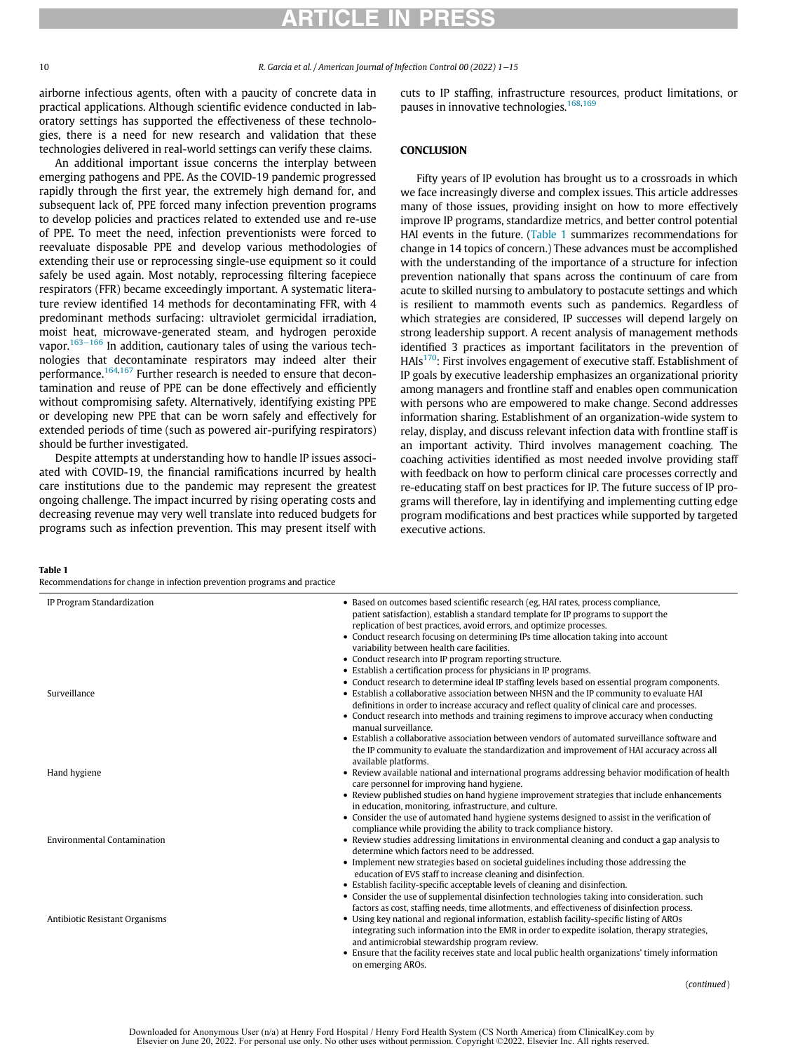airborne infectious agents, often with a paucity of concrete data in practical applications. Although scientific evidence conducted in laboratory settings has supported the effectiveness of these technologies, there is a need for new research and validation that these technologies delivered in real-world settings can verify these claims.

An additional important issue concerns the interplay between emerging pathogens and PPE. As the COVID-19 pandemic progressed rapidly through the first year, the extremely high demand for, and subsequent lack of, PPE forced many infection prevention programs to develop policies and practices related to extended use and re-use of PPE. To meet the need, infection preventionists were forced to reevaluate disposable PPE and develop various methodologies of extending their use or reprocessing single-use equipment so it could safely be used again. Most notably, reprocessing filtering facepiece respirators (FFR) became exceedingly important. A systematic literature review identified 14 methods for decontaminating FFR, with 4 predominant methods surfacing: ultraviolet germicidal irradiation, moist heat, microwave-generated steam, and hydrogen peroxide vapor.[163–166] In addition, cautionary tales of using the various technologies that decontaminate respirators may indeed alter their performance.[164,167] Further research is needed to ensure that decontamination and reuse of PPE can be done effectively and efficiently without compromising safety. Alternatively, identifying existing PPE or developing new PPE that can be worn safely and effectively for extended periods of time (such as powered air-purifying respirators) should be further investigated.

Despite attempts at understanding how to handle IP issues associated with COVID-19, the financial ramifications incurred by health care institutions due to the pandemic may represent the greatest ongoing challenge. The impact incurred by rising operating costs and decreasing revenue may very well translate into reduced budgets for programs such as infection prevention. This may present itself with cuts to IP staffing, infrastructure resources, product limitations, or pauses in innovative technologies.[168,169]

## CONCLUSION

Fifty years of IP evolution has brought us to a crossroads in which we face increasingly diverse and complex issues. This article addresses many of those issues, providing insight on how to more effectively improve IP programs, standardize metrics, and better control potential HAI events in the future. (Table 1 summarizes recommendations for change in 14 topics of concern.) These advances must be accomplished with the understanding of the importance of a structure for infection prevention nationally that spans across the continuum of care from acute to skilled nursing to ambulatory to postacute settings and which is resilient to mammoth events such as pandemics. Regardless of which strategies are considered, IP successes will depend largely on strong leadership support. A recent analysis of management methods identified 3 practices as important facilitators in the prevention of HAIs[170]: First involves engagement of executive staff. Establishment of IP goals by executive leadership emphasizes an organizational priority among managers and frontline staff and enables open communication with persons who are empowered to make change. Second addresses information sharing. Establishment of an organization-wide system to relay, display, and discuss relevant infection data with frontline staff is an important activity. Third involves management coaching. The coaching activities identified as most needed involve providing staff with feedback on how to perform clinical care processes correctly and re-educating staff on best practices for IP. The future success of IP programs will therefore, lay in identifying and implementing cutting edge program modifications and best practices while supported by targeted executive actions.

**Table 1**
Recommendations for change in infection prevention programs and practice

| | |
|---|---|
| IP Program Standardization | • Based on outcomes based scientific research (eg, HAI rates, process compliance, patient satisfaction), establish a standard template for IP programs to support the replication of best practices, avoid errors, and optimize processes.<br>• Conduct research focusing on determining IPs time allocation taking into account variability between health care facilities.<br>• Conduct research into IP program reporting structure.<br>• Establish a certification process for physicians in IP programs.<br>• Conduct research to determine ideal IP staffing levels based on essential program components. |
| Surveillance | • Establish a collaborative association between NHSN and the IP community to evaluate HAI definitions in order to increase accuracy and reflect quality of clinical care and processes.<br>• Conduct research into methods and training regimens to improve accuracy when conducting manual surveillance.<br>• Establish a collaborative association between vendors of automated surveillance software and the IP community to evaluate the standardization and improvement of HAI accuracy across all available platforms. |
| Hand hygiene | • Review available national and international programs addressing behavior modification of health care personnel for improving hand hygiene.<br>• Review published studies on hand hygiene improvement strategies that include enhancements in education, monitoring, infrastructure, and culture.<br>• Consider the use of automated hand hygiene systems designed to assist in the verification of compliance while providing the ability to track compliance history. |
| Environmental Contamination | • Review studies addressing limitations in environmental cleaning and conduct a gap analysis to determine which factors need to be addressed.<br>• Implement new strategies based on societal guidelines including those addressing the education of EVS staff to increase cleaning and disinfection.<br>• Establish facility-specific acceptable levels of cleaning and disinfection.<br>• Consider the use of supplemental disinfection technologies taking into consideration. such factors as cost, staffing needs, time allotments, and effectiveness of disinfection process. |
| Antibiotic Resistant Organisms | • Using key national and regional information, establish facility-specific listing of AROs integrating such information into the EMR in order to expedite isolation, therapy strategies, and antimicrobial stewardship program review.<br>• Ensure that the facility receives state and local public health organizations' timely information on emerging AROs. |

(*continued*)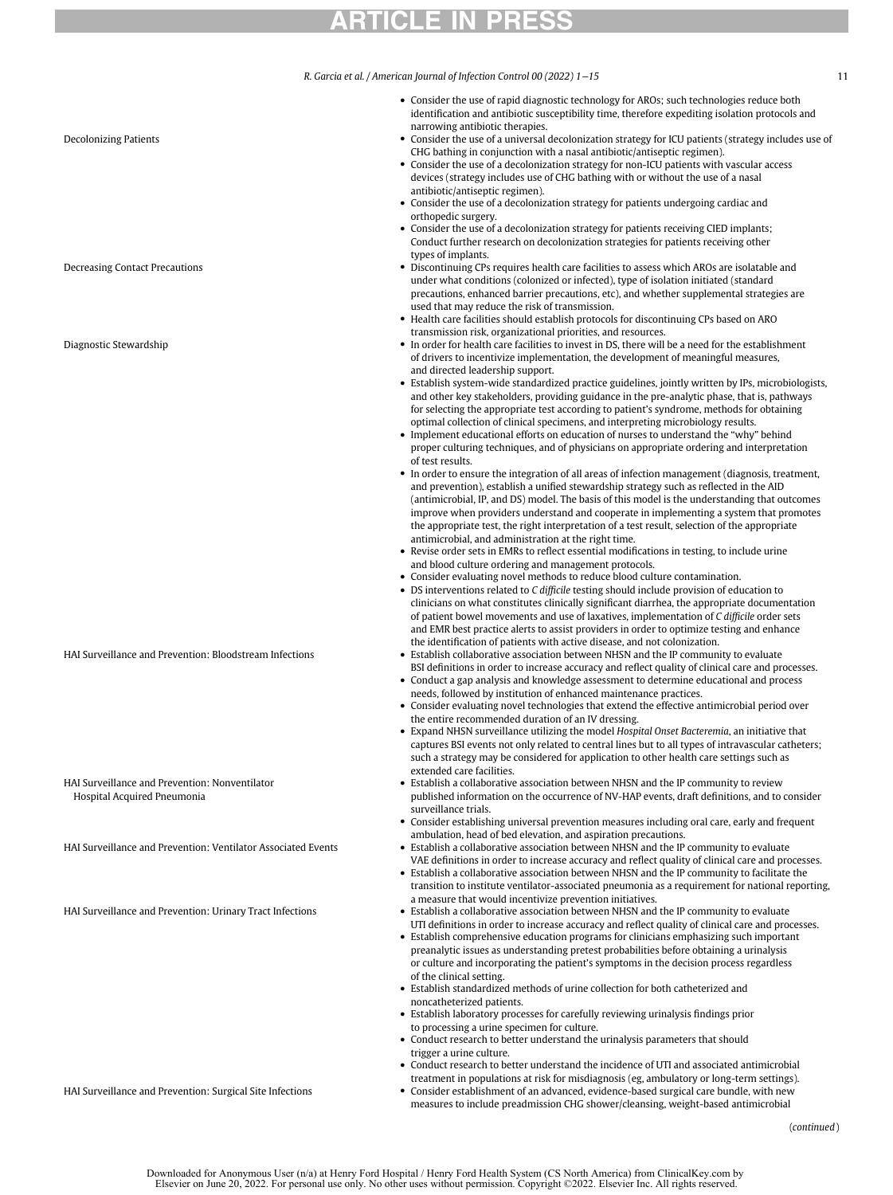| | |
|---|---|
| | • Consider the use of rapid diagnostic technology for AROs; such technologies reduce both identification and antibiotic susceptibility time, therefore expediting isolation protocols and narrowing antibiotic therapies. |
| Decolonizing Patients | • Consider the use of a universal decolonization strategy for ICU patients (strategy includes use of CHG bathing in conjunction with a nasal antibiotic/antiseptic regimen).<br>• Consider the use of a decolonization strategy for non-ICU patients with vascular access devices (strategy includes use of CHG bathing with or without the use of a nasal antibiotic/antiseptic regimen).<br>• Consider the use of a decolonization strategy for patients undergoing cardiac and orthopedic surgery.<br>• Consider the use of a decolonization strategy for patients receiving CIED implants; Conduct further research on decolonization strategies for patients receiving other types of implants. |
| Decreasing Contact Precautions | • Discontinuing CPs requires health care facilities to assess which AROs are isolatable and under what conditions (colonized or infected), type of isolation initiated (standard precautions, enhanced barrier precautions, etc), and whether supplemental strategies are used that may reduce the risk of transmission.<br>• Health care facilities should establish protocols for discontinuing CPs based on ARO transmission risk, organizational priorities, and resources. |
| Diagnostic Stewardship | • In order for health care facilities to invest in DS, there will be a need for the establishment of drivers to incentivize implementation, the development of meaningful measures, and directed leadership support.<br>• Establish system-wide standardized practice guidelines, jointly written by IPs, microbiologists, and other key stakeholders, providing guidance in the pre-analytic phase, that is, pathways for selecting the appropriate test according to patient's syndrome, methods for obtaining optimal collection of clinical specimens, and interpreting microbiology results.<br>• Implement educational efforts on education of nurses to understand the "why" behind proper culturing techniques, and of physicians on appropriate ordering and interpretation of test results.<br>• In order to ensure the integration of all areas of infection management (diagnosis, treatment, and prevention), establish a unified stewardship strategy such as reflected in the AID (antimicrobial, IP, and DS) model. The basis of this model is the understanding that outcomes improve when providers understand and cooperate in implementing a system that promotes the appropriate test, the right interpretation of a test result, selection of the appropriate antimicrobial, and administration at the right time.<br>• Revise order sets in EMRs to reflect essential modifications in testing, to include urine and blood culture ordering and management protocols.<br>• Consider evaluating novel methods to reduce blood culture contamination.<br>• DS interventions related to *C difficile* testing should include provision of education to clinicians on what constitutes clinically significant diarrhea, the appropriate documentation of patient bowel movements and use of laxatives, implementation of *C difficile* order sets and EMR best practice alerts to assist providers in order to optimize testing and enhance the identification of patients with active disease, and not colonization. |
| HAI Surveillance and Prevention: Bloodstream Infections | • Establish collaborative association between NHSN and the IP community to evaluate BSI definitions in order to increase accuracy and reflect quality of clinical care and processes.<br>• Conduct a gap analysis and knowledge assessment to determine educational and process needs, followed by institution of enhanced maintenance practices.<br>• Consider evaluating novel technologies that extend the effective antimicrobial period over the entire recommended duration of an IV dressing.<br>• Expand NHSN surveillance utilizing the model *Hospital Onset Bacteremia*, an initiative that captures BSI events not only related to central lines but to all types of intravascular catheters; such a strategy may be considered for application to other health care settings such as extended care facilities. |
| HAI Surveillance and Prevention: Nonventilator Hospital Acquired Pneumonia | • Establish a collaborative association between NHSN and the IP community to review published information on the occurrence of NV-HAP events, draft definitions, and to consider surveillance trials.<br>• Consider establishing universal prevention measures including oral care, early and frequent ambulation, head of bed elevation, and aspiration precautions. |
| HAI Surveillance and Prevention: Ventilator Associated Events | • Establish a collaborative association between NHSN and the IP community to evaluate VAE definitions in order to increase accuracy and reflect quality of clinical care and processes.<br>• Establish a collaborative association between NHSN and the IP community to facilitate the transition to institute ventilator-associated pneumonia as a requirement for national reporting, a measure that would incentivize prevention initiatives. |
| HAI Surveillance and Prevention: Urinary Tract Infections | • Establish a collaborative association between NHSN and the IP community to evaluate UTI definitions in order to increase accuracy and reflect quality of clinical care and processes.<br>• Establish comprehensive education programs for clinicians emphasizing such important preanalytic issues as understanding pretest probabilities before obtaining a urinalysis or culture and incorporating the patient's symptoms in the decision process regardless of the clinical setting.<br>• Establish standardized methods of urine collection for both catheterized and noncatheterized patients.<br>• Establish laboratory processes for carefully reviewing urinalysis findings prior to processing a urine specimen for culture.<br>• Conduct research to better understand the urinalysis parameters that should trigger a urine culture.<br>• Conduct research to better understand the incidence of UTI and associated antimicrobial treatment in populations at risk for misdiagnosis (eg, ambulatory or long-term settings). |
| HAI Surveillance and Prevention: Surgical Site Infections | • Consider establishment of an advanced, evidence-based surgical care bundle, with new measures to include preadmission CHG shower/cleansing, weight-based antimicrobial |

(*continued*)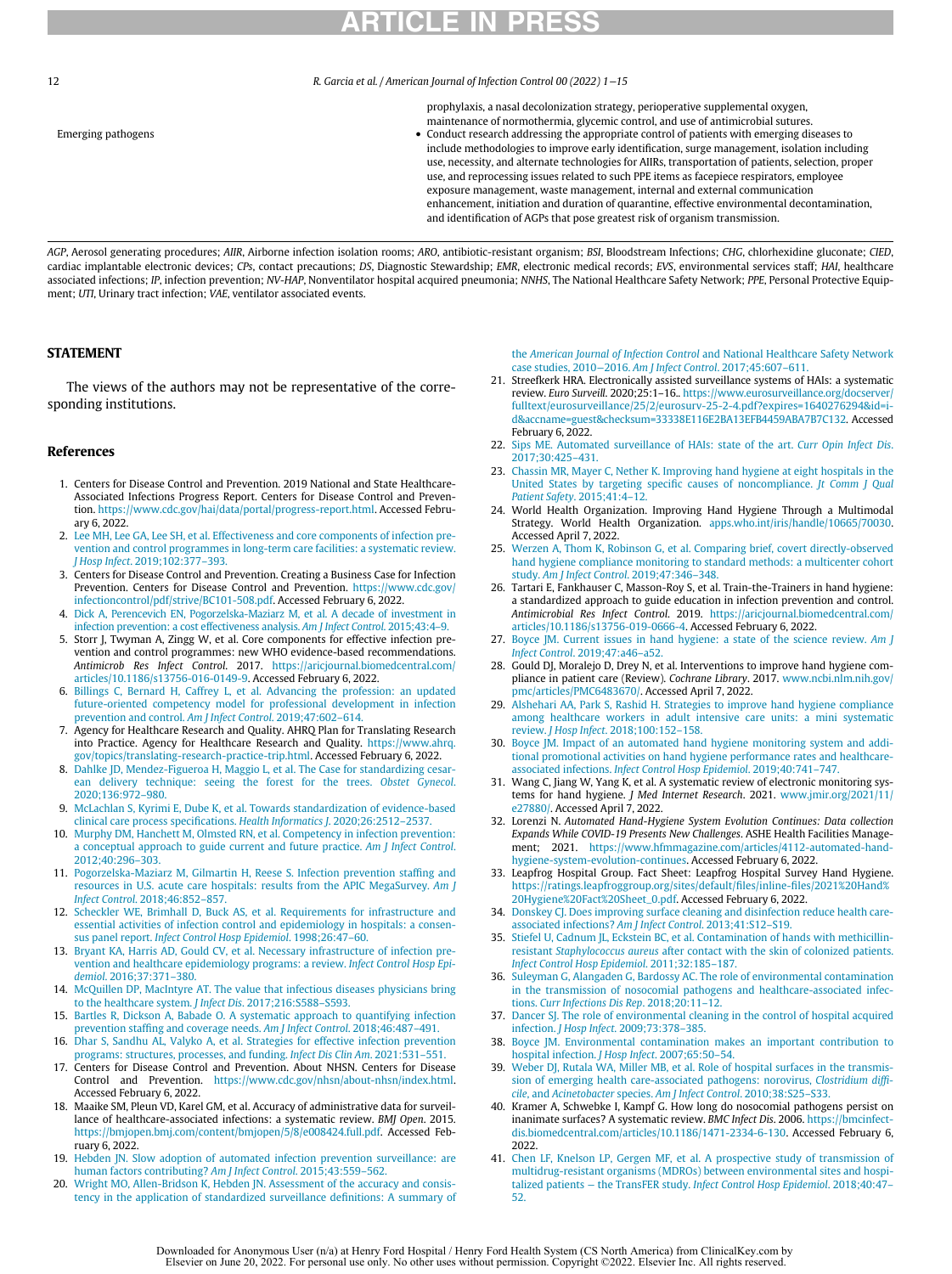| | |
|---|---|
| | prophylaxis, a nasal decolonization strategy, perioperative supplemental oxygen, maintenance of normothermia, glycemic control, and use of antimicrobial sutures. |
| Emerging pathogens | • Conduct research addressing the appropriate control of patients with emerging diseases to include methodologies to improve early identification, surge management, isolation including use, necessity, and alternate technologies for AIIRs, transportation of patients, selection, proper use, and reprocessing issues related to such PPE items as facepiece respirators, employee exposure management, waste management, internal and external communication enhancement, initiation and duration of quarantine, effective environmental decontamination, and identification of AGPs that pose greatest risk of organism transmission. |

*AGP*, Aerosol generating procedures; *AIIR*, Airborne infection isolation rooms; *ARO*, antibiotic-resistant organism; *BSI*, Bloodstream Infections; *CHG*, chlorhexidine gluconate; *CIED*, cardiac implantable electronic devices; *CPs*, contact precautions; *DS*, Diagnostic Stewardship; *EMR*, electronic medical records; *EVS*, environmental services staff; *HAI*, healthcare associated infections; *IP*, infection prevention; *NV-HAP*, Nonventilator hospital acquired pneumonia; *NNHS*, The National Healthcare Safety Network; *PPE*, Personal Protective Equipment; *UTI*, Urinary tract infection; *VAE*, ventilator associated events.

## STATEMENT

The views of the authors may not be representative of the corresponding institutions.

## References

1. Centers for Disease Control and Prevention. 2019 National and State Healthcare-Associated Infections Progress Report. Centers for Disease Control and Prevention. https://www.cdc.gov/hai/data/portal/progress-report.html. Accessed February 6, 2022.
2. Lee MH, Lee GA, Lee SH, et al. Effectiveness and core components of infection prevention and control programmes in long-term care facilities: a systematic review. *J Hosp Infect*. 2019;102:377–393.
3. Centers for Disease Control and Prevention. Creating a Business Case for Infection Prevention. Centers for Disease Control and Prevention. https://www.cdc.gov/infectioncontrol/pdf/strive/BC101-508.pdf. Accessed February 6, 2022.
4. Dick A, Perencevich EN, Pogorzelska-Maziarz M, et al. A decade of investment in infection prevention: a cost effectiveness analysis. *Am J Infect Control*. 2015;43:4–9.
5. Storr J, Twyman A, Zingg W, et al. Core components for effective infection prevention and control programmes: new WHO evidence-based recommendations. *Antimicrob Res Infect Control*. 2017. https://aricjournal.biomedcentral.com/articles/10.1186/s13756-016-0149-9. Accessed February 6, 2022.
6. Billings C, Bernard H, Caffrey L, et al. Advancing the profession: an updated future-oriented competency model for professional development in infection prevention and control. *Am J Infect Control*. 2019;47:602–614.
7. Agency for Healthcare Research and Quality. AHRQ Plan for Translating Research into Practice. Agency for Healthcare Research and Quality. https://www.ahrq.gov/topics/translating-research-practice-trip.html. Accessed February 6, 2022.
8. Dahlke JD, Mendez-Figueroa H, Maggio L, et al. The Case for standardizing cesarean delivery technique: seeing the forest for the trees. *Obstet Gynecol*. 2020;136:972–980.
9. McLachlan S, Kyrimi E, Dube K, et al. Towards standardization of evidence-based clinical care process specifications. *Health Informatics J*. 2020;26:2512–2537.
10. Murphy DM, Hanchett M, Olmsted RN, et al. Competency in infection prevention: a conceptual approach to guide current and future practice. *Am J Infect Control*. 2012;40:296–303.
11. Pogorzelska-Maziarz M, Gilmartin H, Reese S. Infection prevention staffing and resources in U.S. acute care hospitals: results from the APIC MegaSurvey. *Am J Infect Control*. 2018;46:852–857.
12. Scheckler WE, Brimhall D, Buck AS, et al. Requirements for infrastructure and essential activities of infection control and epidemiology in hospitals: a consensus panel report. *Infect Control Hosp Epidemiol*. 1998;26:47–60.
13. Bryant KA, Harris AD, Gould CV, et al. Necessary infrastructure of infection prevention and healthcare epidemiology programs: a review. *Infect Control Hosp Epidemiol*. 2016;37:371–380.
14. McQuillen DP, MacIntyre AT. The value that infectious diseases physicians bring to the healthcare system. *J Infect Dis*. 2017;216:S588–S593.
15. Bartles R, Dickson A, Babade O. A systematic approach to quantifying infection prevention staffing and coverage needs. *Am J Infect Control*. 2018;46:487–491.
16. Dhar S, Sandhu AL, Valyko A, et al. Strategies for effective infection prevention programs: structures, processes, and funding. *Infect Dis Clin Am*. 2021:531–551.
17. Centers for Disease Control and Prevention. About NHSN. Centers for Disease Control and Prevention. https://www.cdc.gov/nhsn/about-nhsn/index.html. Accessed February 6, 2022.
18. Maaike SM, Pleun VD, Karel GM, et al. Accuracy of administrative data for surveillance of healthcare-associated infections: a systematic review. *BMJ Open*. 2015. https://bmjopen.bmj.com/content/bmjopen/5/8/e008424.full.pdf. Accessed February 6, 2022.
19. Hebden JN. Slow adoption of automated infection prevention surveillance: are human factors contributing? *Am J Infect Control*. 2015;43:559–562.
20. Wright MO, Allen-Bridson K, Hebden JN. Assessment of the accuracy and consistency in the application of standardized surveillance definitions: A summary of the *American Journal of Infection Control* and National Healthcare Safety Network case studies, 2010–2016. *Am J Infect Control*. 2017;45:607–611.
21. Streefkerk HRA. Electronically assisted surveillance systems of HAIs: a systematic review. *Euro Surveill*. 2020;25:1–16.. https://www.eurosurveillance.org/docserver/fulltext/eurosurveillance/25/2/eurosurv-25-2-4.pdf?expires=1640276294&id=id&accname=guest&checksum=33338E116E2BA13EFB4459ABA7B7C132. Accessed February 6, 2022.
22. Sips ME. Automated surveillance of HAIs: state of the art. *Curr Opin Infect Dis*. 2017;30:425–431.
23. Chassin MR, Mayer C, Nether K. Improving hand hygiene at eight hospitals in the United States by targeting specific causes of noncompliance. *Jt Comm J Qual Patient Safety*. 2015;41:4–12.
24. World Health Organization. Improving Hand Hygiene Through a Multimodal Strategy. World Health Organization. apps.who.int/iris/handle/10665/70030. Accessed April 7, 2022.
25. Werzen A, Thom K, Robinson G, et al. Comparing brief, covert directly-observed hand hygiene compliance monitoring to standard methods: a multicenter cohort study. *Am J Infect Control*. 2019;47:346–348.
26. Tartari E, Fankhauser C, Masson-Roy S, et al. Train-the-Trainers in hand hygiene: a standardized approach to guide education in infection prevention and control. *Antimicrobial Res Infect Control*. 2019. https://aricjournal.biomedcentral.com/articles/10.1186/s13756-019-0666-4. Accessed February 6, 2022.
27. Boyce JM. Current issues in hand hygiene: a state of the science review. *Am J Infect Control*. 2019;47:a46–a52.
28. Gould DJ, Moralejo D, Drey N, et al. Interventions to improve hand hygiene compliance in patient care (Review). *Cochrane Library*. 2017. www.ncbi.nlm.nih.gov/pmc/articles/PMC6483670/. Accessed April 7, 2022.
29. Alshehari AA, Park S, Rashid H. Strategies to improve hand hygiene compliance among healthcare workers in adult intensive care units: a mini systematic review. *J Hosp Infect*. 2018;100:152–158.
30. Boyce JM. Impact of an automated hand hygiene monitoring system and additional promotional activities on hand hygiene performance rates and healthcare-associated infections. *Infect Control Hosp Epidemiol*. 2019;40:741–747.
31. Wang C, Jiang W, Yang K, et al. A systematic review of electronic monitoring systems for hand hygiene. *J Med Internet Research*. 2021. www.jmir.org/2021/11/e27880/. Accessed April 7, 2022.
32. Lorenzi N. *Automated Hand-Hygiene System Evolution Continues: Data collection Expands While COVID-19 Presents New Challenges*. ASHE Health Facilities Management; 2021. https://www.hfmmagazine.com/articles/4112-automated-hand-hygiene-system-evolution-continues. Accessed February 6, 2022.
33. Leapfrog Hospital Group. Fact Sheet: Leapfrog Hospital Survey Hand Hygiene. https://ratings.leapfroggroup.org/sites/default/files/inline-files/2021%20Hand%20Hygiene%20Fact%20Sheet_0.pdf. Accessed February 6, 2022.
34. Donskey CJ. Does improving surface cleaning and disinfection reduce health care-associated infections? *Am J Infect Control*. 2013;41:S12–S19.
35. Stiefel U, Cadnum JL, Eckstein BC, et al. Contamination of hands with methicillin-resistant *Staphylococcus aureus* after contact with the skin of colonized patients. *Infect Control Hosp Epidemiol*. 2011;32:185–187.
36. Suleyman G, Alangaden G, Bardossy AC. The role of environmental contamination in the transmission of nosocomial pathogens and healthcare-associated infections. *Curr Infections Dis Rep*. 2018;20:11–12.
37. Dancer SJ. The role of environmental cleaning in the control of hospital acquired infection. *J Hosp Infect*. 2009;73:378–385.
38. Boyce JM. Environmental contamination makes an important contribution to hospital infection. *J Hosp Infect*. 2007;65:50–54.
39. Weber DJ, Rutala WA, Miller MB, et al. Role of hospital surfaces in the transmission of emerging health care-associated pathogens: norovirus, *Clostridium difficile*, and *Acinetobacter* species. *Am J Infect Control*. 2010;38:S25–S33.
40. Kramer A, Schwebke I, Kampf G. How long do nosocomial pathogens persist on inanimate surfaces? A systematic review. *BMC Infect Dis*. 2006. https://bmcinfectdis.biomedcentral.com/articles/10.1186/1471-2334-6-130. Accessed February 6, 2022.
41. Chen LF, Knelson LP, Gergen MF, et al. A prospective study of transmission of multidrug-resistant organisms (MDROs) between environmental sites and hospitalized patients — the TransFER study. *Infect Control Hosp Epidemiol*. 2018;40:47–52.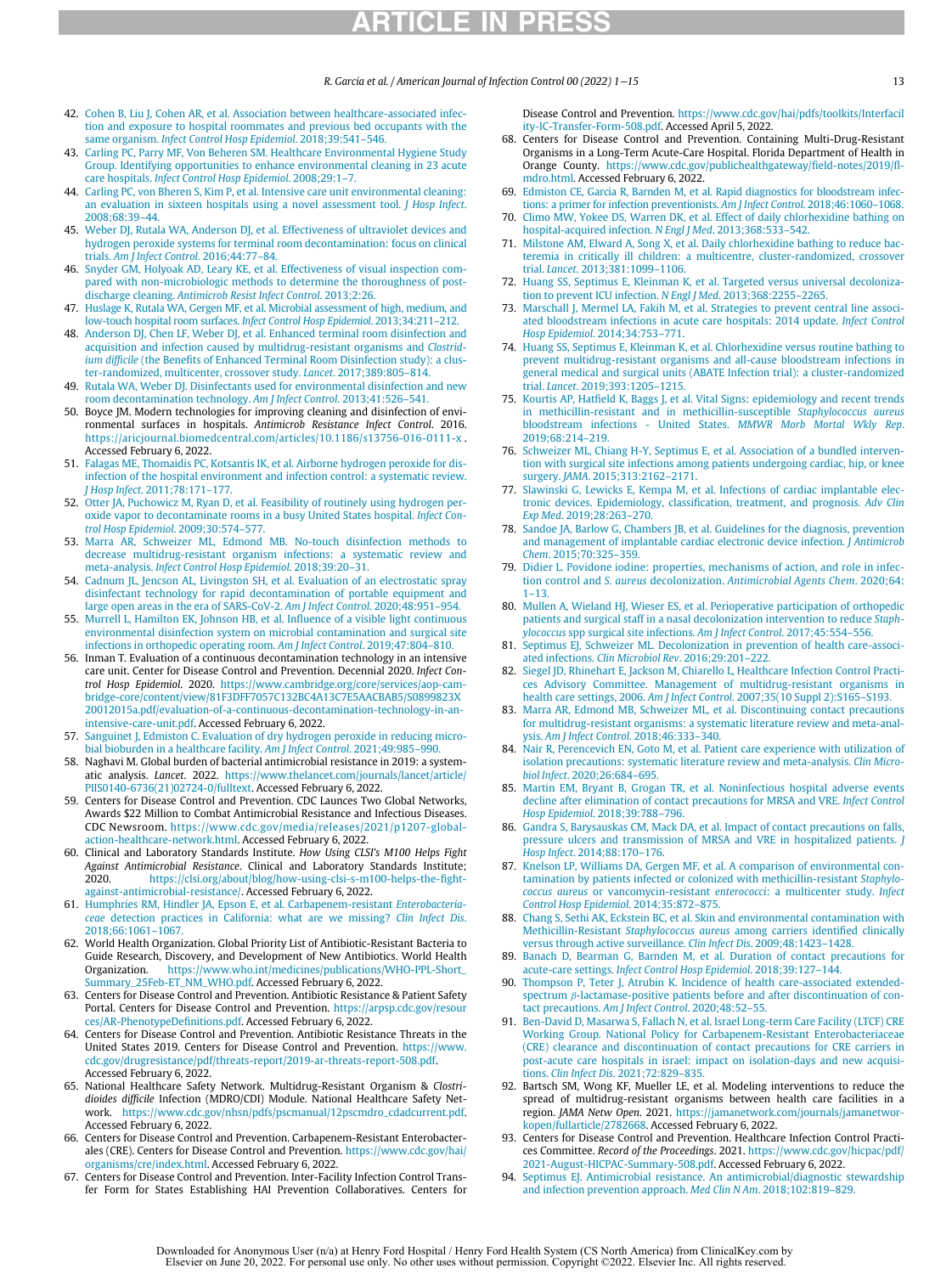42. Cohen B, Liu J, Cohen AR, et al. Association between healthcare-associated infection and exposure to hospital roommates and previous bed occupants with the same organism. *Infect Control Hosp Epidemiol*. 2018;39:541–546.
43. Carling PC, Parry MF, Von Beheren SM. Healthcare Environmental Hygiene Study Group. Identifying opportunities to enhance environmental cleaning in 23 acute care hospitals. *Infect Control Hosp Epidemiol*. 2008;29:1–7.
44. Carling PC, von Bheren S, Kim P, et al. Intensive care unit environmental cleaning: an evaluation in sixteen hospitals using a novel assessment tool. *J Hosp Infect*. 2008;68:39–44.
45. Weber DJ, Rutala WA, Anderson DJ, et al. Effectiveness of ultraviolet devices and hydrogen peroxide systems for terminal room decontamination: focus on clinical trials. *Am J Infect Control*. 2016;44:77–84.
46. Snyder GM, Holyoak AD, Leary KE, et al. Effectiveness of visual inspection compared with non-microbiologic methods to determine the thoroughness of post-discharge cleaning. *Antimicrob Resist Infect Control*. 2013;2:26.
47. Huslage K, Rutala WA, Gergen MF, et al. Microbial assessment of high, medium, and low-touch hospital room surfaces. *Infect Control Hosp Epidemiol*. 2013;34:211–212.
48. Anderson DJ, Chen LF, Weber DJ, et al. Enhanced terminal room disinfection and acquisition and infection caused by multidrug-resistant organisms and *Clostridium difficile* (the Benefits of Enhanced Terminal Room Disinfection study): a cluster-randomized, multicenter, crossover study. *Lancet*. 2017;389:805–814.
49. Rutala WA, Weber DJ. Disinfectants used for environmental disinfection and new room decontamination technology. *Am J Infect Control*. 2013;41:526–541.
50. Boyce JM. Modern technologies for improving cleaning and disinfection of environmental surfaces in hospitals. *Antimicrob Resistance Infect Control*. 2016. https://aricjournal.biomedcentral.com/articles/10.1186/s13756-016-0111-x . Accessed February 6, 2022.
51. Falagas ME, Thomaidis PC, Kotsantis IK, et al. Airborne hydrogen peroxide for disinfection of the hospital environment and infection control: a systematic review. *J Hosp Infect*. 2011;78:171–177.
52. Otter JA, Puchowicz M, Ryan D, et al. Feasibility of routinely using hydrogen peroxide vapor to decontaminate rooms in a busy United States hospital. *Infect Control Hosp Epidemiol*. 2009;30:574–577.
53. Marra AR, Schweizer ML, Edmond MB. No-touch disinfection methods to decrease multidrug-resistant organism infections: a systematic review and meta-analysis. *Infect Control Hosp Epidemiol*. 2018;39:20–31.
54. Cadnum JL, Jencson AL, Livingston SH, et al. Evaluation of an electrostatic spray disinfectant technology for rapid decontamination of portable equipment and large open areas in the era of SARS-CoV-2. *Am J Infect Control*. 2020;48:951–954.
55. Murrell L, Hamilton EK, Johnson HB, et al. Influence of a visible light continuous environmental disinfection system on microbial contamination and surgical site infections in orthopedic operating room. *Am J Infect Control*. 2019;47:804–810.
56. Inman T. Evaluation of a continuous decontamination technology in an intensive care unit. Center for Disease Control and Prevention. Decennial 2020. *Infect Control Hosp Epidemiol*. 2020. https://www.cambridge.org/core/services/aop-cambridge-core/content/view/81F3DFF7057C132BC4A13C7E5AACBAB5/S0899823X20012015a.pdf/evaluation-of-a-continuous-decontamination-technology-in-an-intensive-care-unit.pdf. Accessed February 6, 2022.
57. Sanguinet J, Edmiston C. Evaluation of dry hydrogen peroxide in reducing microbial bioburden in a healthcare facility. *Am J Infect Control*. 2021;49:985–990.
58. Naghavi M. Global burden of bacterial antimicrobial resistance in 2019: a systematic analysis. *Lancet*. 2022. https://www.thelancet.com/journals/lancet/article/PIIS0140-6736(21)02724-0/fulltext. Accessed February 6, 2022.
59. Centers for Disease Control and Prevention. CDC Launces Two Global Networks, Awards $22 Million to Combat Antimicrobial Resistance and Infectious Diseases. CDC Newsroom. https://www.cdc.gov/media/releases/2021/p1207-global-action-healthcare-network.html. Accessed February 6, 2022.
60. Clinical and Laboratory Standards Institute. *How Using CLSI's M100 Helps Fight Against Antimicrobial Resistance*. Clinical and Laboratory Standards Institute; 2020. https://clsi.org/about/blog/how-using-clsi-s-m100-helps-the-fight-against-antimicrobial-resistance/. Accessed February 6, 2022.
61. Humphries RM, Hindler JA, Epson E, et al. Carbapenem-resistant *Enterobacteriaceae* detection practices in California: what are we missing? *Clin Infect Dis*. 2018;66:1061–1067.
62. World Health Organization. Global Priority List of Antibiotic-Resistant Bacteria to Guide Research, Discovery, and Development of New Antibiotics. World Health Organization. https://www.who.int/medicines/publications/WHO-PPL-Short_Summary_25Feb-ET_NM_WHO.pdf. Accessed February 6, 2022.
63. Centers for Disease Control and Prevention. Antibiotic Resistance & Patient Safety Portal. Centers for Disease Control and Prevention. https://arpsp.cdc.gov/resources/AR-PhenotypeDefinitions.pdf. Accessed February 6, 2022.
64. Centers for Disease Control and Prevention. Antibiotic Resistance Threats in the United States 2019. Centers for Disease Control and Prevention. https://www.cdc.gov/drugresistance/pdf/threats-report/2019-ar-threats-report-508.pdf. Accessed February 6, 2022.
65. National Healthcare Safety Network. Multidrug-Resistant Organism & *Clostridioides difficile* Infection (MDRO/CDI) Module. National Healthcare Safety Network. https://www.cdc.gov/nhsn/pdfs/pscmanual/12pscmdro_cdadcurrent.pdf. Accessed February 6, 2022.
66. Centers for Disease Control and Prevention. Carbapenem-Resistant Enterobacterales (CRE). Centers for Disease Control and Prevention. https://www.cdc.gov/hai/organisms/cre/index.html. Accessed February 6, 2022.
67. Centers for Disease Control and Prevention. Inter-Facility Infection Control Transfer Form for States Establishing HAI Prevention Collaboratives. Centers for Disease Control and Prevention. https://www.cdc.gov/hai/pdfs/toolkits/Interfacility-IC-Transfer-Form-508.pdf. Accessed April 5, 2022.
68. Centers for Disease Control and Prevention. Containing Multi-Drug-Resistant Organisms in a Long-Term Acute-Care Hospital. Florida Department of Health in Orange County. https://www.cdc.gov/publichealthgateway/field-notes/2019/fl-mdro.html. Accessed February 6, 2022.
69. Edmiston CE, Garcia R, Barnden M, et al. Rapid diagnostics for bloodstream infections: a primer for infection preventionists. *Am J Infect Control*. 2018;46:1060–1068.
70. Climo MW, Yokee DS, Warren DK, et al. Effect of daily chlorhexidine bathing on hospital-acquired infection. *N Engl J Med*. 2013;368:533–542.
71. Milstone AM, Elward A, Song X, et al. Daily chlorhexidine bathing to reduce bacteremia in critically ill children: a multicentre, cluster-randomized, crossover trial. *Lancet*. 2013;381:1099–1106.
72. Huang SS, Septimus E, Kleinman K, et al. Targeted versus universal decolonization to prevent ICU infection. *N Engl J Med*. 2013;368:2255–2265.
73. Marschall J, Mermel LA, Fakih M, et al. Strategies to prevent central line associated bloodstream infections in acute care hospitals: 2014 update. *Infect Control Hosp Epidemiol*. 2014;34:753–771.
74. Huang SS, Septimus E, Kleinman K, et al. Chlorhexidine versus routine bathing to prevent multidrug-resistant organisms and all-cause bloodstream infections in general medical and surgical units (ABATE Infection trial): a cluster-randomized trial. *Lancet*. 2019;393:1205–1215.
75. Kourtis AP, Hatfield K, Baggs J, et al. Vital Signs: epidemiology and recent trends in methicillin-resistant and in methicillin-susceptible *Staphylococcus aureus* bloodstream infections - United States. *MMWR Morb Mortal Wkly Rep*. 2019;68:214–219.
76. Schweizer ML, Chiang H-Y, Septimus E, et al. Association of a bundled intervention with surgical site infections among patients undergoing cardiac, hip, or knee surgery. *JAMA*. 2015;313:2162–2171.
77. Slawinski G, Lewicks E, Kempa M, et al. Infections of cardiac implantable electronic devices. Epidemiology, classification, treatment, and prognosis. *Adv Clin Exp Med*. 2019;28:263–270.
78. Sandoe JA, Barlow G, Chambers JB, et al. Guidelines for the diagnosis, prevention and management of implantable cardiac electronic device infection. *J Antimicrob Chem*. 2015;70:325–359.
79. Didier L. Povidone iodine: properties, mechanisms of action, and role in infection control and *S. aureus* decolonization. *Antimicrobial Agents Chem*. 2020;64:1–13.
80. Mullen A, Wieland HJ, Wieser ES, et al. Perioperative participation of orthopedic patients and surgical staff in a nasal decolonization intervention to reduce *Staphylococcus* spp surgical site infections. *Am J Infect Control*. 2017;45:554–556.
81. Septimus EJ, Schweizer ML. Decolonization in prevention of health care-associated infections. *Clin Microbiol Rev*. 2016;29:201–222.
82. Siegel JD, Rhinehart E, Jackson M, Chiarello L, Healthcare Infection Control Practices Advisory Committee. Management of multidrug-resistant organisms in health care settings, 2006. *Am J Infect Control*. 2007;35(10 Suppl 2):S165–S193.
83. Marra AR, Edmond MB, Schweizer ML, et al. Discontinuing contact precautions for multidrug-resistant organisms: a systematic literature review and meta-analysis. *Am J Infect Control*. 2018;46:333–340.
84. Nair R, Perencevich EN, Goto M, et al. Patient care experience with utilization of isolation precautions: systematic literature review and meta-analysis. *Clin Microbiol Infect*. 2020;26:684–695.
85. Martin EM, Bryant B, Grogan TR, et al. Noninfectious hospital adverse events decline after elimination of contact precautions for MRSA and VRE. *Infect Control Hosp Epidemiol*. 2018;39:788–796.
86. Gandra S, Barysauskas CM, Mack DA, et al. Impact of contact precautions on falls, pressure ulcers and transmission of MRSA and VRE in hospitalized patients. *J Hosp Infect*. 2014;88:170–176.
87. Knelson LP, Williams DA, Gergen MF, et al. A comparison of environmental contamination by patients infected or colonized with methicillin-resistant *Staphylococcus aureus* or vancomycin-resistant *enterococci*: a multicenter study. *Infect Control Hosp Epidemiol*. 2014;35:872–875.
88. Chang S, Sethi AK, Eckstein BC, et al. Skin and environmental contamination with Methicillin-Resistant *Staphylococcus aureus* among carriers identified clinically versus through active surveillance. *Clin Infect Dis*. 2009;48:1423–1428.
89. Banach D, Bearman G, Barnden M, et al. Duration of contact precautions for acute-care settings. *Infect Control Hosp Epidemiol*. 2018;39:127–144.
90. Thompson P, Teter J, Atrubin K. Incidence of health care-associated extended-spectrum β-lactamase-positive patients before and after discontinuation of contact precautions. *Am J Infect Control*. 2020;48:52–55.
91. Ben-David D, Masarwa S, Fallach N, et al. Israel Long-term Care Facility (LTCF) CRE Working Group. National Policy for Carbapenem-Resistant Enterobacteriaceae (CRE) clearance and discontinuation of contact precautions for CRE carriers in post-acute care hospitals in israel: impact on isolation-days and new acquisitions. *Clin Infect Dis*. 2021;72:829–835.
92. Bartsch SM, Wong KF, Mueller LE, et al. Modeling interventions to reduce the spread of multidrug-resistant organisms between health care facilities in a region. *JAMA Netw Open*. 2021. https://jamanetwork.com/journals/jamanetworkopen/fullarticle/2782668. Accessed February 6, 2022.
93. Centers for Disease Control and Prevention. Healthcare Infection Control Practices Committee. *Record of the Proceedings*. 2021. https://www.cdc.gov/hicpac/pdf/2021-August-HICPAC-Summary-508.pdf. Accessed February 6, 2022.
94. Septimus EJ. Antimicrobial resistance. An antimicrobial/diagnostic stewardship and infection prevention approach. *Med Clin N Am*. 2018;102:819–829.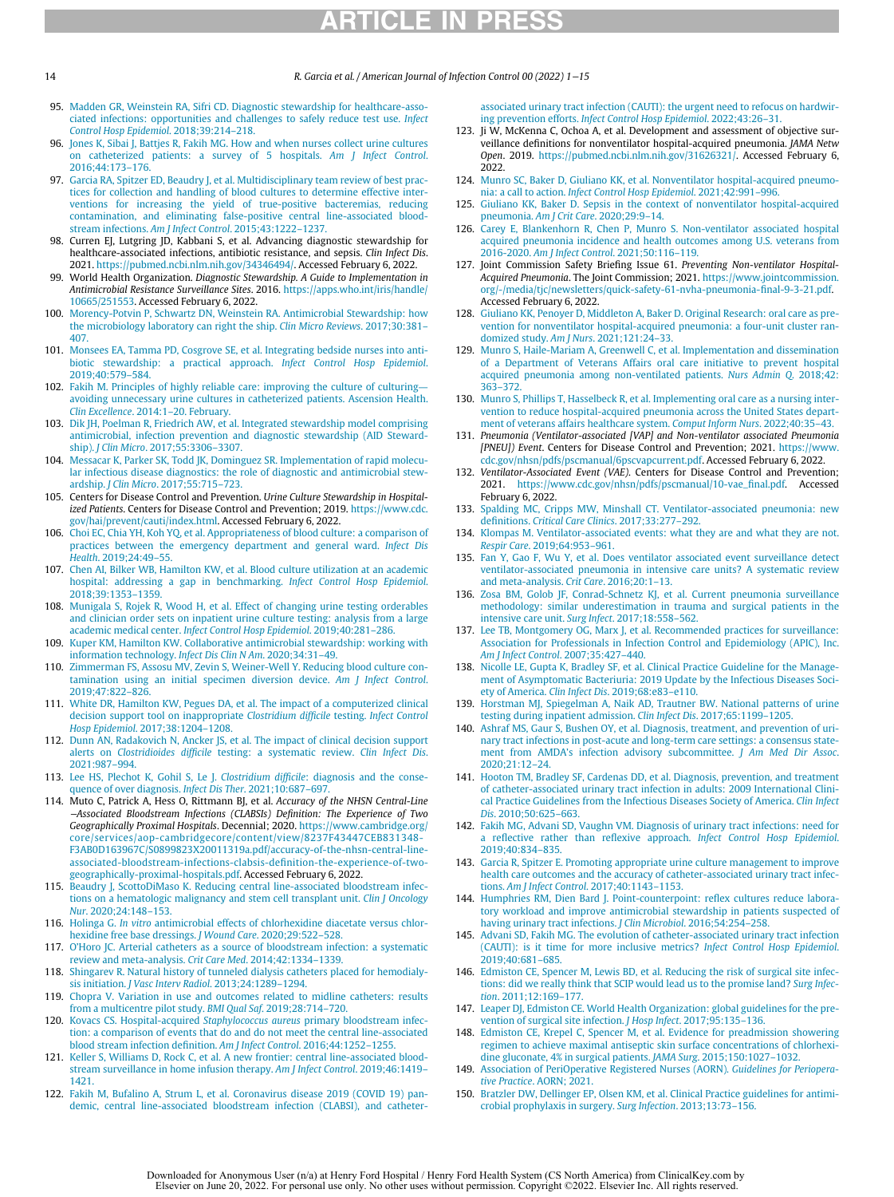95. Madden GR, Weinstein RA, Sifri CD. Diagnostic stewardship for healthcare-associated infections: opportunities and challenges to safely reduce test use. *Infect Control Hosp Epidemiol*. 2018;39:214–218.
96. Jones K, Sibai J, Battjes R, Fakih MG. How and when nurses collect urine cultures on catheterized patients: a survey of 5 hospitals. *Am J Infect Control*. 2016;44:173–176.
97. Garcia RA, Spitzer ED, Beaudry J, et al. Multidisciplinary team review of best practices for collection and handling of blood cultures to determine effective interventions for increasing the yield of true-positive bacteremias, reducing contamination, and eliminating false-positive central line-associated bloodstream infections. *Am J Infect Control*. 2015;43:1222–1237.
98. Curren EJ, Lutgring JD, Kabbani S, et al. Advancing diagnostic stewardship for healthcare-associated infections, antibiotic resistance, and sepsis. *Clin Infect Dis*. 2021. https://pubmed.ncbi.nlm.nih.gov/34346494/. Accessed February 6, 2022.
99. World Health Organization. *Diagnostic Stewardship. A Guide to Implementation in Antimicrobial Resistance Surveillance Sites*. 2016. https://apps.who.int/iris/handle/10665/251553. Accessed February 6, 2022.
100. Morency-Potvin P, Schwartz DN, Weinstein RA. Antimicrobial Stewardship: how the microbiology laboratory can right the ship. *Clin Micro Reviews*. 2017;30:381–407.
101. Monsees EA, Tamma PD, Cosgrove SE, et al. Integrating bedside nurses into antibiotic stewardship: a practical approach. *Infect Control Hosp Epidemiol*. 2019;40:579–584.
102. Fakih M. Principles of highly reliable care: improving the culture of culturing—avoiding unnecessary urine cultures in catheterized patients. Ascension Health. *Clin Excellence*. 2014:1–20. February.
103. Dik JH, Poelman R, Friedrich AW, et al. Integrated stewardship model comprising antimicrobial, infection prevention and diagnostic stewardship (AID Stewardship). *J Clin Micro*. 2017;55:3306–3307.
104. Messacar K, Parker SK, Todd JK, Dominguez SR. Implementation of rapid molecular infectious disease diagnostics: the role of diagnostic and antimicrobial stewardship. *J Clin Micro*. 2017;55:715–723.
105. Centers for Disease Control and Prevention. *Urine Culture Stewardship in Hospitalized Patients*. Centers for Disease Control and Prevention; 2019. https://www.cdc.gov/hai/prevent/cauti/index.html. Accessed February 6, 2022.
106. Choi EC, Chia YH, Koh YQ, et al. Appropriateness of blood culture: a comparison of practices between the emergency department and general ward. *Infect Dis Health*. 2019;24:49–55.
107. Chen AI, Bilker WB, Hamilton KW, et al. Blood culture utilization at an academic hospital: addressing a gap in benchmarking. *Infect Control Hosp Epidemiol*. 2018;39:1353–1359.
108. Munigala S, Rojek R, Wood H, et al. Effect of changing urine testing orderables and clinician order sets on inpatient urine culture testing: analysis from a large academic medical center. *Infect Control Hosp Epidemiol*. 2019;40:281–286.
109. Kuper KM, Hamilton KW. Collaborative antimicrobial stewardship: working with information technology. *Infect Dis Clin N Am*. 2020;34:31–49.
110. Zimmerman FS, Assous MV, Zevin S, Weiner-Well Y. Reducing blood culture contamination using an initial specimen diversion device. *Am J Infect Control*. 2019;47:822–826.
111. White DR, Hamilton KW, Pegues DA, et al. The impact of a computerized clinical decision support tool on inappropriate *Clostridium difficile* testing. *Infect Control Hosp Epidemiol*. 2017;38:1204–1208.
112. Dunn AN, Radakovich N, Ancker JS, et al. The impact of clinical decision support alerts on *Clostridioides difficile* testing: a systematic review. *Clin Infect Dis*. 2021:987–994.
113. Lee HS, Plechot K, Gohil S, Le J. *Clostridium difficile*: diagnosis and the consequence of over diagnosis. *Infect Dis Ther*. 2021;10:687–697.
114. Muto C, Patrick A, Hess O, Rittmann BJ, et al. *Accuracy of the NHSN Central-Line –Associated Bloodstream Infections (CLABSIs) Definition: The Experience of Two Geographically Proximal Hospitals*. Decennial; 2020. https://www.cambridge.org/core/services/aop-cambridgecore/content/view/8237F43447CEB831348-F3AB0D163967C/S0899823X20011319a.pdf/accuracy-of-the-nhsn-central-line-associated-bloodstream-infections-clabsis-definition-the-experience-of-two-geographically-proximal-hospitals.pdf. Accessed February 6, 2022.
115. Beaudry J, ScottoDiMaso K. Reducing central line-associated bloodstream infections on a hematologic malignancy and stem cell transplant unit. *Clin J Oncology Nur*. 2020;24:148–153.
116. Holinga G. *In vitro* antimicrobial effects of chlorhexidine diacetate versus chlorhexidine free base dressings. *J Wound Care*. 2020;29:522–528.
117. O'Horo JC. Arterial catheters as a source of bloodstream infection: a systematic review and meta-analysis. *Crit Care Med*. 2014;42:1334–1339.
118. Shingarev R. Natural history of tunneled dialysis catheters placed for hemodialysis initiation. *J Vasc Interv Radiol*. 2013;24:1289–1294.
119. Chopra V. Variation in use and outcomes related to midline catheters: results from a multicentre pilot study. *BMJ Qual Saf*. 2019;28:714–720.
120. Kovacs CS. Hospital-acquired *Staphylococcus aureus* primary bloodstream infection: a comparison of events that do and do not meet the central line-associated blood stream infection definition. *Am J Infect Control*. 2016;44:1252–1255.
121. Keller S, Williams D, Rock C, et al. A new frontier: central line-associated bloodstream surveillance in home infusion therapy. *Am J Infect Control*. 2019;46:1419–1421.
122. Fakih M, Bufalino A, Strum L, et al. Coronavirus disease 2019 (COVID 19) pandemic, central line-associated bloodstream infection (CLABSI), and catheter-associated urinary tract infection (CAUTI): the urgent need to refocus on hardwiring prevention efforts. *Infect Control Hosp Epidemiol*. 2022;43:26–31.
123. Ji W, McKenna C, Ochoa A, et al. Development and assessment of objective surveillance definitions for nonventilator hospital-acquired pneumonia. *JAMA Netw Open*. 2019. https://pubmed.ncbi.nlm.nih.gov/31626321/. Accessed February 6, 2022.
124. Munro SC, Baker D, Giuliano KK, et al. Nonventilator hospital-acquired pneumonia: a call to action. *Infect Control Hosp Epidemiol*. 2021;42:991–996.
125. Giuliano KK, Baker D. Sepsis in the context of nonventilator hospital-acquired pneumonia. *Am J Crit Care*. 2020;29:9–14.
126. Carey E, Blankenhorn R, Chen P, Munro S. Non-ventilator associated hospital acquired pneumonia incidence and health outcomes among U.S. veterans from 2016-2020. *Am J Infect Control*. 2021;50:116–119.
127. Joint Commission Safety Briefing Issue 61. *Preventing Non-ventilator Hospital-Acquired Pneumonia*. The Joint Commission; 2021. https://www.jointcommission.org/-/media/tjc/newsletters/quick-safety-61-nvha-pneumonia-final-9-3-21.pdf. Accessed February 6, 2022.
128. Giuliano KK, Penoyer D, Middleton A, Baker D. Original Research: oral care as prevention for nonventilator hospital-acquired pneumonia: a four-unit cluster randomized study. *Am J Nurs*. 2021;121:24–33.
129. Munro S, Haile-Mariam A, Greenwell C, et al. Implementation and dissemination of a Department of Veterans Affairs oral care initiative to prevent hospital acquired pneumonia among non-ventilated patients. *Nurs Admin Q*. 2018;42:363–372.
130. Munro S, Phillips T, Hasselbeck R, et al. Implementing oral care as a nursing intervention to reduce hospital-acquired pneumonia across the United States department of veterans affairs healthcare system. *Comput Inform Nurs*. 2022;40:35–43.
131. *Pneumonia (Ventilator-associated [VAP] and Non-ventilator associated Pneumonia [PNEU]) Event*. Centers for Disease Control and Prevention; 2021. https://www.cdc.gov/nhsn/pdfs/pscmanual/6pscvapcurrent.pdf. Accessed February 6, 2022.
132. *Ventilator-Associated Event (VAE)*. Centers for Disease Control and Prevention; 2021. https://www.cdc.gov/nhsn/pdfs/pscmanual/10-vae_final.pdf. Accessed February 6, 2022.
133. Spalding MC, Cripps MW, Minshall CT. Ventilator-associated pneumonia: new definitions. *Critical Care Clinics*. 2017;33:277–292.
134. Klompas M. Ventilator-associated events: what they are and what they are not. *Respir Care*. 2019;64:953–961.
135. Fan Y, Gao F, Wu Y, et al. Does ventilator associated event surveillance detect ventilator-associated pneumonia in intensive care units? A systematic review and meta-analysis. *Crit Care*. 2016;20:1–13.
136. Zosa BM, Golob JF, Conrad-Schnetz KJ, et al. Current pneumonia surveillance methodology: similar underestimation in trauma and surgical patients in the intensive care unit. *Surg Infect*. 2017;18:558–562.
137. Lee TB, Montgomery OG, Marx J, et al. Recommended practices for surveillance: Association for Professionals in Infection Control and Epidemiology (APIC), Inc. *Am J Infect Control*. 2007;35:427–440.
138. Nicolle LE, Gupta K, Bradley SF, et al. Clinical Practice Guideline for the Management of Asymptomatic Bacteriuria: 2019 Update by the Infectious Diseases Society of America. *Clin Infect Dis*. 2019;68:e83–e110.
139. Horstman MJ, Spiegelman A, Naik AD, Trautner BW. National patterns of urine testing during inpatient admission. *Clin Infect Dis*. 2017;65:1199–1205.
140. Ashraf MS, Gaur S, Bushen OY, et al. Diagnosis, treatment, and prevention of urinary tract infections in post-acute and long-term care settings: a consensus statement from AMDA's infection advisory subcommittee. *J Am Med Dir Assoc*. 2020;21:12–24.
141. Hooton TM, Bradley SF, Cardenas DD, et al. Diagnosis, prevention, and treatment of catheter-associated urinary tract infection in adults: 2009 International Clinical Practice Guidelines from the Infectious Diseases Society of America. *Clin Infect Dis*. 2010;50:625–663.
142. Fakih MG, Advani SD, Vaughn VM. Diagnosis of urinary tract infections: need for a reflective rather than reflexive approach. *Infect Control Hosp Epidemiol*. 2019;40:834–835.
143. Garcia R, Spitzer E. Promoting appropriate urine culture management to improve health care outcomes and the accuracy of catheter-associated urinary tract infections. *Am J Infect Control*. 2017;40:1143–1153.
144. Humphries RM, Dien Bard J. Point-counterpoint: reflex cultures reduce laboratory workload and improve antimicrobial stewardship in patients suspected of having urinary tract infections. *J Clin Microbiol*. 2016;54:254–258.
145. Advani SD, Fakih MG. The evolution of catheter-associated urinary tract infection (CAUTI): is it time for more inclusive metrics? *Infect Control Hosp Epidemiol*. 2019;40:681–685.
146. Edmiston CE, Spencer M, Lewis BD, et al. Reducing the risk of surgical site infections: did we really think that SCIP would lead us to the promise land? *Surg Infection*. 2011;12:169–177.
147. Leaper DJ, Edmiston CE. World Health Organization: global guidelines for the prevention of surgical site infection. *J Hosp Infect*. 2017;95:135–136.
148. Edmiston CE, Krepel C, Spencer M, et al. Evidence for preadmission showering regimen to achieve maximal antiseptic skin surface concentrations of chlorhexidine gluconate, 4% in surgical patients. *JAMA Surg*. 2015;150:1027–1032.
149. Association of PeriOperative Registered Nurses (AORN). *Guidelines for Perioperative Practice*. AORN; 2021.
150. Bratzler DW, Dellinger EP, Olsen KM, et al. Clinical Practice guidelines for antimicrobial prophylaxis in surgery. *Surg Infection*. 2013;13:73–156.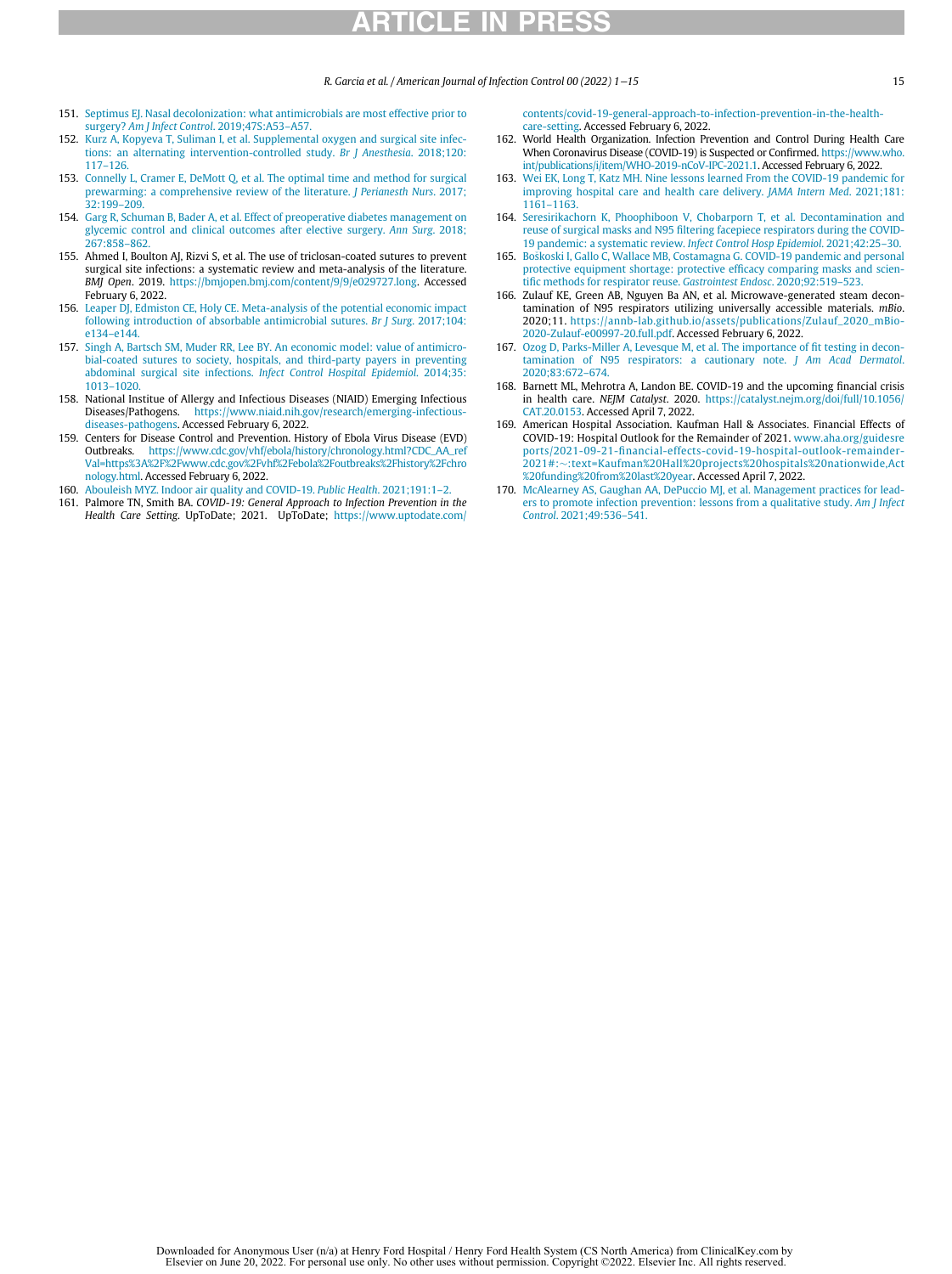151. Septimus EJ. Nasal decolonization: what antimicrobials are most effective prior to surgery? *Am J Infect Control*. 2019;47S:A53–A57.
152. Kurz A, Kopyeva T, Suliman I, et al. Supplemental oxygen and surgical site infections: an alternating intervention-controlled study. *Br J Anesthesia*. 2018;120: 117–126.
153. Connelly L, Cramer E, DeMott Q, et al. The optimal time and method for surgical prewarming: a comprehensive review of the literature. *J Perianesth Nurs*. 2017; 32:199–209.
154. Garg R, Schuman B, Bader A, et al. Effect of preoperative diabetes management on glycemic control and clinical outcomes after elective surgery. *Ann Surg*. 2018; 267:858–862.
155. Ahmed I, Boulton AJ, Rizvi S, et al. The use of triclosan-coated sutures to prevent surgical site infections: a systematic review and meta-analysis of the literature. *BMJ Open*. 2019. https://bmjopen.bmj.com/content/9/9/e029727.long. Accessed February 6, 2022.
156. Leaper DJ, Edmiston CE, Holy CE. Meta-analysis of the potential economic impact following introduction of absorbable antimicrobial sutures. *Br J Surg*. 2017;104: e134–e144.
157. Singh A, Bartsch SM, Muder RR, Lee BY. An economic model: value of antimicrobial-coated sutures to society, hospitals, and third-party payers in preventing abdominal surgical site infections. *Infect Control Hospital Epidemiol*. 2014;35: 1013–1020.
158. National Institue of Allergy and Infectious Diseases (NIAID) Emerging Infectious Diseases/Pathogens. https://www.niaid.nih.gov/research/emerging-infectious-diseases-pathogens. Accessed February 6, 2022.
159. Centers for Disease Control and Prevention. History of Ebola Virus Disease (EVD) Outbreaks. https://www.cdc.gov/vhf/ebola/history/chronology.html?CDC_AA_refVal=https%3A%2F%2Fwww.cdc.gov%2Fvhf%2Febola%2Foutbreaks%2Fhistory%2Fchronology.html. Accessed February 6, 2022.
160. Abouleish MYZ. Indoor air quality and COVID-19. *Public Health*. 2021;191:1–2.
161. Palmore TN, Smith BA. *COVID-19: General Approach to Infection Prevention in the Health Care Setting*. UpToDate; 2021. UpToDate; https://www.uptodate.com/contents/covid-19-general-approach-to-infection-prevention-in-the-health-care-setting. Accessed February 6, 2022.
162. World Health Organization. Infection Prevention and Control During Health Care When Coronavirus Disease (COVID-19) is Suspected or Confirmed. https://www.who.int/publications/i/item/WHO-2019-nCoV-IPC-2021.1. Accessed February 6, 2022.
163. Wei EK, Long T, Katz MH. Nine lessons learned From the COVID-19 pandemic for improving hospital care and health care delivery. *JAMA Intern Med*. 2021;181: 1161–1163.
164. Seresirikachorn K, Phoophiboon V, Chobarporn T, et al. Decontamination and reuse of surgical masks and N95 filtering facepiece respirators during the COVID-19 pandemic: a systematic review. *Infect Control Hosp Epidemiol*. 2021;42:25–30.
165. Boskoski I, Gallo C, Wallace MB, Costamagna G. COVID-19 pandemic and personal protective equipment shortage: protective efficacy comparing masks and scientific methods for respirator reuse. *Gastrointest Endosc*. 2020;92:519–523.
166. Zulauf KE, Green AB, Nguyen Ba AN, et al. Microwave-generated steam decontamination of N95 respirators utilizing universally accessible materials. *mBio*. 2020;11. https://annb-lab.github.io/assets/publications/Zulauf_2020_mBio-2020-Zulauf-e00997-20.full.pdf. Accessed February 6, 2022.
167. Ozog D, Parks-Miller A, Levesque M, et al. The importance of fit testing in decontamination of N95 respirators: a cautionary note. *J Am Acad Dermatol*. 2020;83:672–674.
168. Barnett ML, Mehrotra A, Landon BE. COVID-19 and the upcoming financial crisis in health care. *NEJM Catalyst*. 2020. https://catalyst.nejm.org/doi/full/10.1056/CAT.20.0153. Accessed April 7, 2022.
169. American Hospital Association. Kaufman Hall & Associates. Financial Effects of COVID-19: Hospital Outlook for the Remainder of 2021. www.aha.org/guidesreports/2021-09-21-financial-effects-covid-19-hospital-outlook-remainder-2021#:~:text=Kaufman%20Hall%20projects%20hospitals%20nationwide,Act%20funding%20from%20last%20year. Accessed April 7, 2022.
170. McAlearney AS, Gaughan AA, DePuccio MJ, et al. Management practices for leaders to promote infection prevention: lessons from a qualitative study. *Am J Infect Control*. 2021;49:536–541.